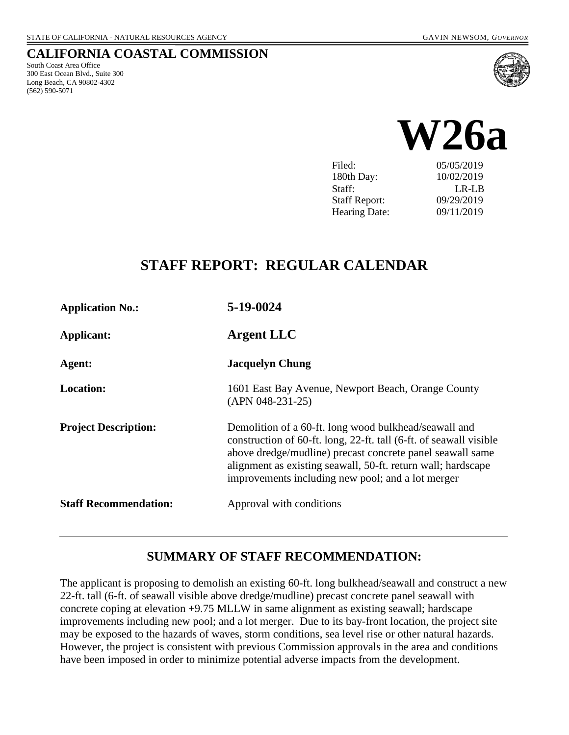STATE OF CALIFORNIA - NATURAL RESOURCES AGENCY GAVIN NEWSOM, *GOVERNOR*

# CALIFORNIA COASTAL COMMISSION

South Coast Area Office
300 East Ocean Blvd., Suite 300
Long Beach, CA 90802-4302
(562) 590-5071

# W26a

| | |
|---|---|
| Filed: | 05/05/2019 |
| 180th Day: | 10/02/2019 |
| Staff: | LR-LB |
| Staff Report: | 09/29/2019 |
| Hearing Date: | 09/11/2019 |

## STAFF REPORT: REGULAR CALENDAR

| | |
|---|---|
| **Application No.:** | **5-19-0024** |
| **Applicant:** | **Argent LLC** |
| **Agent:** | **Jacquelyn Chung** |
| **Location:** | 1601 East Bay Avenue, Newport Beach, Orange County (APN 048-231-25) |
| **Project Description:** | Demolition of a 60-ft. long wood bulkhead/seawall and construction of 60-ft. long, 22-ft. tall (6-ft. of seawall visible above dredge/mudline) precast concrete panel seawall same alignment as existing seawall, 50-ft. return wall; hardscape improvements including new pool; and a lot merger |
| **Staff Recommendation:** | Approval with conditions |

---

## SUMMARY OF STAFF RECOMMENDATION:

The applicant is proposing to demolish an existing 60-ft. long bulkhead/seawall and construct a new 22-ft. tall (6-ft. of seawall visible above dredge/mudline) precast concrete panel seawall with concrete coping at elevation +9.75 MLLW in same alignment as existing seawall; hardscape improvements including new pool; and a lot merger. Due to its bay-front location, the project site may be exposed to the hazards of waves, storm conditions, sea level rise or other natural hazards. However, the project is consistent with previous Commission approvals in the area and conditions have been imposed in order to minimize potential adverse impacts from the development.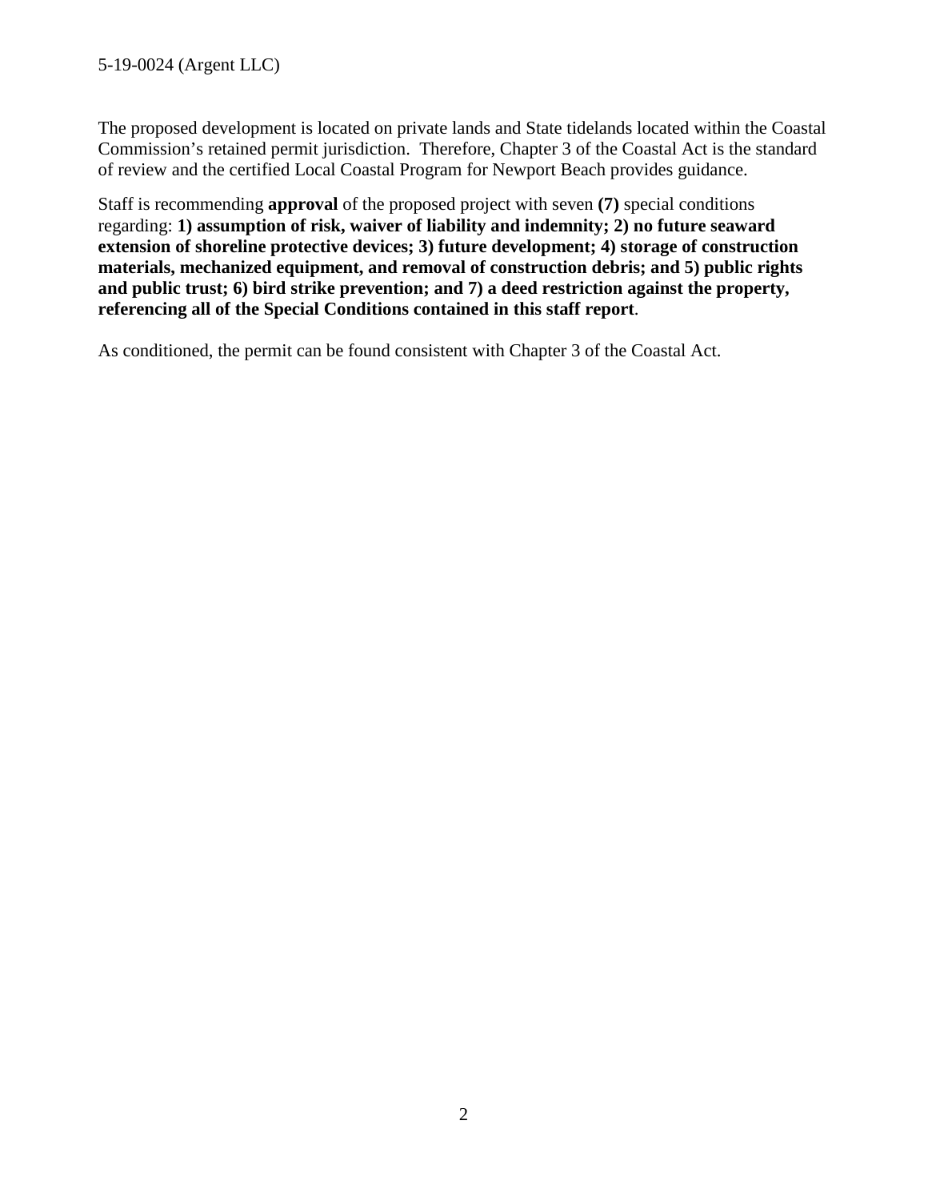The proposed development is located on private lands and State tidelands located within the Coastal Commission's retained permit jurisdiction. Therefore, Chapter 3 of the Coastal Act is the standard of review and the certified Local Coastal Program for Newport Beach provides guidance.

Staff is recommending **approval** of the proposed project with seven **(7)** special conditions regarding: **1) assumption of risk, waiver of liability and indemnity; 2) no future seaward extension of shoreline protective devices; 3) future development; 4) storage of construction materials, mechanized equipment, and removal of construction debris; and 5) public rights and public trust; 6) bird strike prevention; and 7) a deed restriction against the property, referencing all of the Special Conditions contained in this staff report**.

As conditioned, the permit can be found consistent with Chapter 3 of the Coastal Act.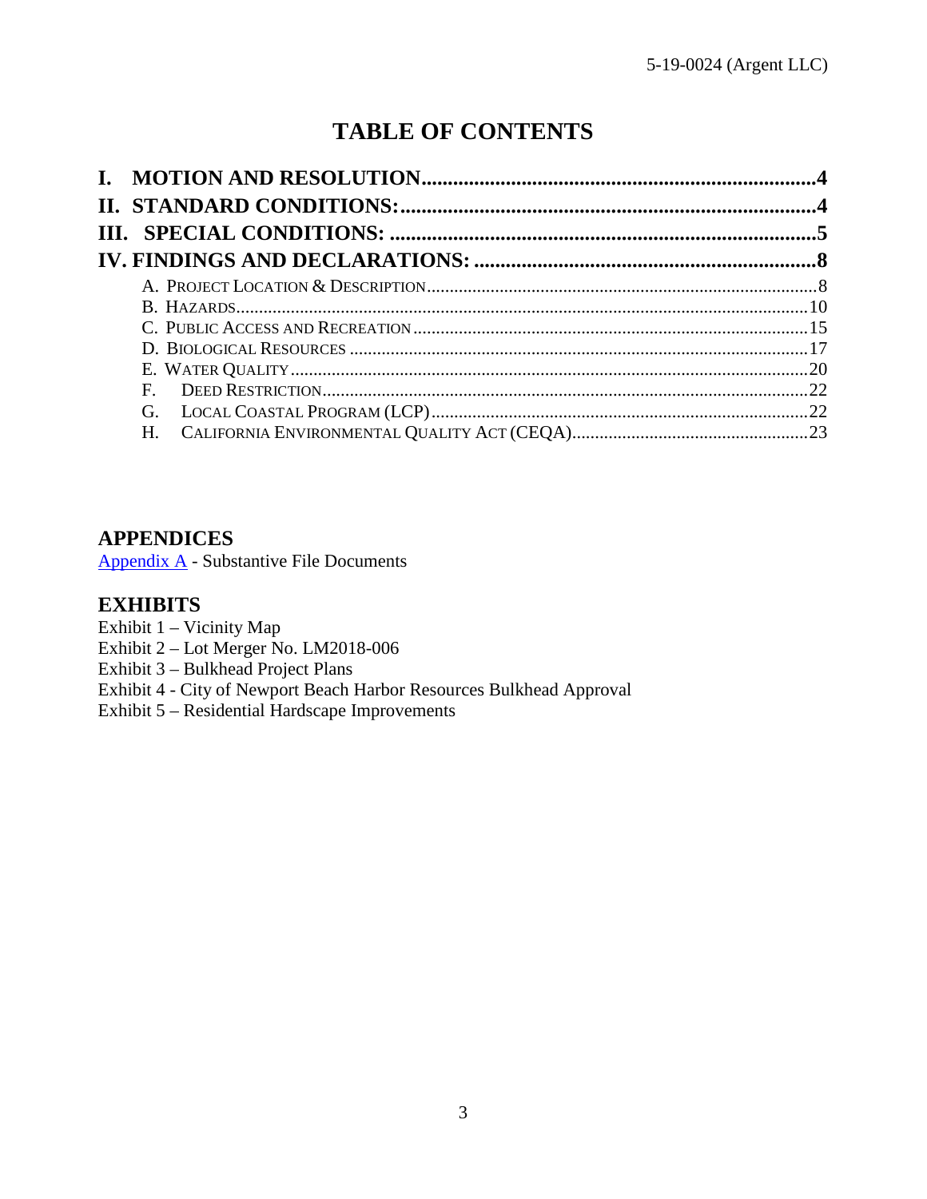# TABLE OF CONTENTS

- **I. MOTION AND RESOLUTION** ....... 4
- **II. STANDARD CONDITIONS:** ....... 4
- **III. SPECIAL CONDITIONS:** ....... 5
- **IV. FINDINGS AND DECLARATIONS:** ....... 8
  - A. PROJECT LOCATION & DESCRIPTION ....... 8
  - B. HAZARDS ....... 10
  - C. PUBLIC ACCESS AND RECREATION ....... 15
  - D. BIOLOGICAL RESOURCES ....... 17
  - E. WATER QUALITY ....... 20
  - F. DEED RESTRICTION ....... 22
  - G. LOCAL COASTAL PROGRAM (LCP) ....... 22
  - H. CALIFORNIA ENVIRONMENTAL QUALITY ACT (CEQA) ....... 23

## APPENDICES

Appendix A - Substantive File Documents

## EXHIBITS

Exhibit 1 – Vicinity Map
Exhibit 2 – Lot Merger No. LM2018-006
Exhibit 3 – Bulkhead Project Plans
Exhibit 4 - City of Newport Beach Harbor Resources Bulkhead Approval
Exhibit 5 – Residential Hardscape Improvements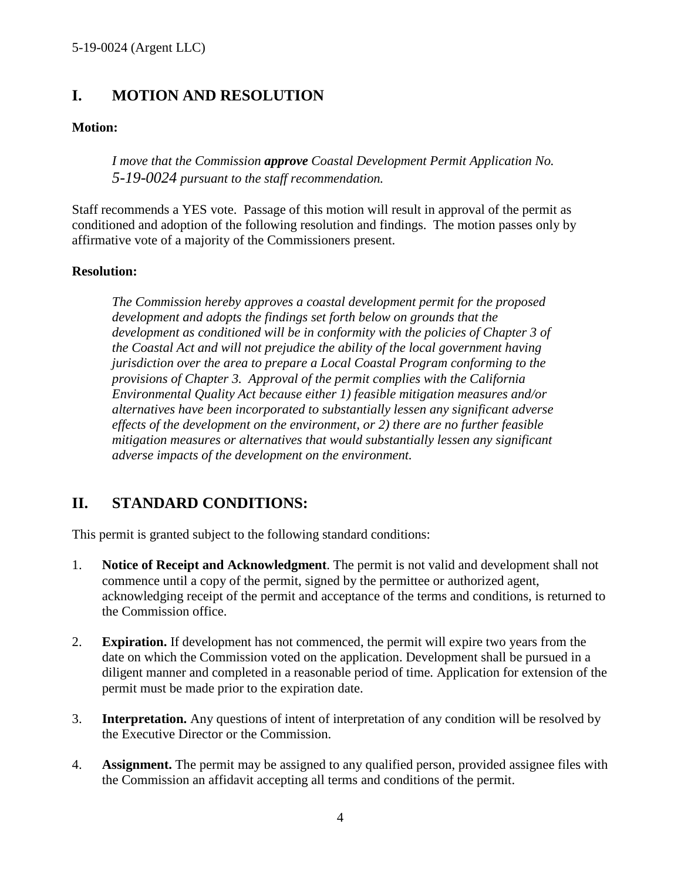## I. MOTION AND RESOLUTION

**Motion:**

> *I move that the Commission **approve** Coastal Development Permit Application No. 5-19-0024 pursuant to the staff recommendation.*

Staff recommends a YES vote. Passage of this motion will result in approval of the permit as conditioned and adoption of the following resolution and findings. The motion passes only by affirmative vote of a majority of the Commissioners present.

**Resolution:**

> *The Commission hereby approves a coastal development permit for the proposed development and adopts the findings set forth below on grounds that the development as conditioned will be in conformity with the policies of Chapter 3 of the Coastal Act and will not prejudice the ability of the local government having jurisdiction over the area to prepare a Local Coastal Program conforming to the provisions of Chapter 3. Approval of the permit complies with the California Environmental Quality Act because either 1) feasible mitigation measures and/or alternatives have been incorporated to substantially lessen any significant adverse effects of the development on the environment, or 2) there are no further feasible mitigation measures or alternatives that would substantially lessen any significant adverse impacts of the development on the environment.*

## II. STANDARD CONDITIONS:

This permit is granted subject to the following standard conditions:

1. **Notice of Receipt and Acknowledgment**. The permit is not valid and development shall not commence until a copy of the permit, signed by the permittee or authorized agent, acknowledging receipt of the permit and acceptance of the terms and conditions, is returned to the Commission office.

2. **Expiration.** If development has not commenced, the permit will expire two years from the date on which the Commission voted on the application. Development shall be pursued in a diligent manner and completed in a reasonable period of time. Application for extension of the permit must be made prior to the expiration date.

3. **Interpretation.** Any questions of intent of interpretation of any condition will be resolved by the Executive Director or the Commission.

4. **Assignment.** The permit may be assigned to any qualified person, provided assignee files with the Commission an affidavit accepting all terms and conditions of the permit.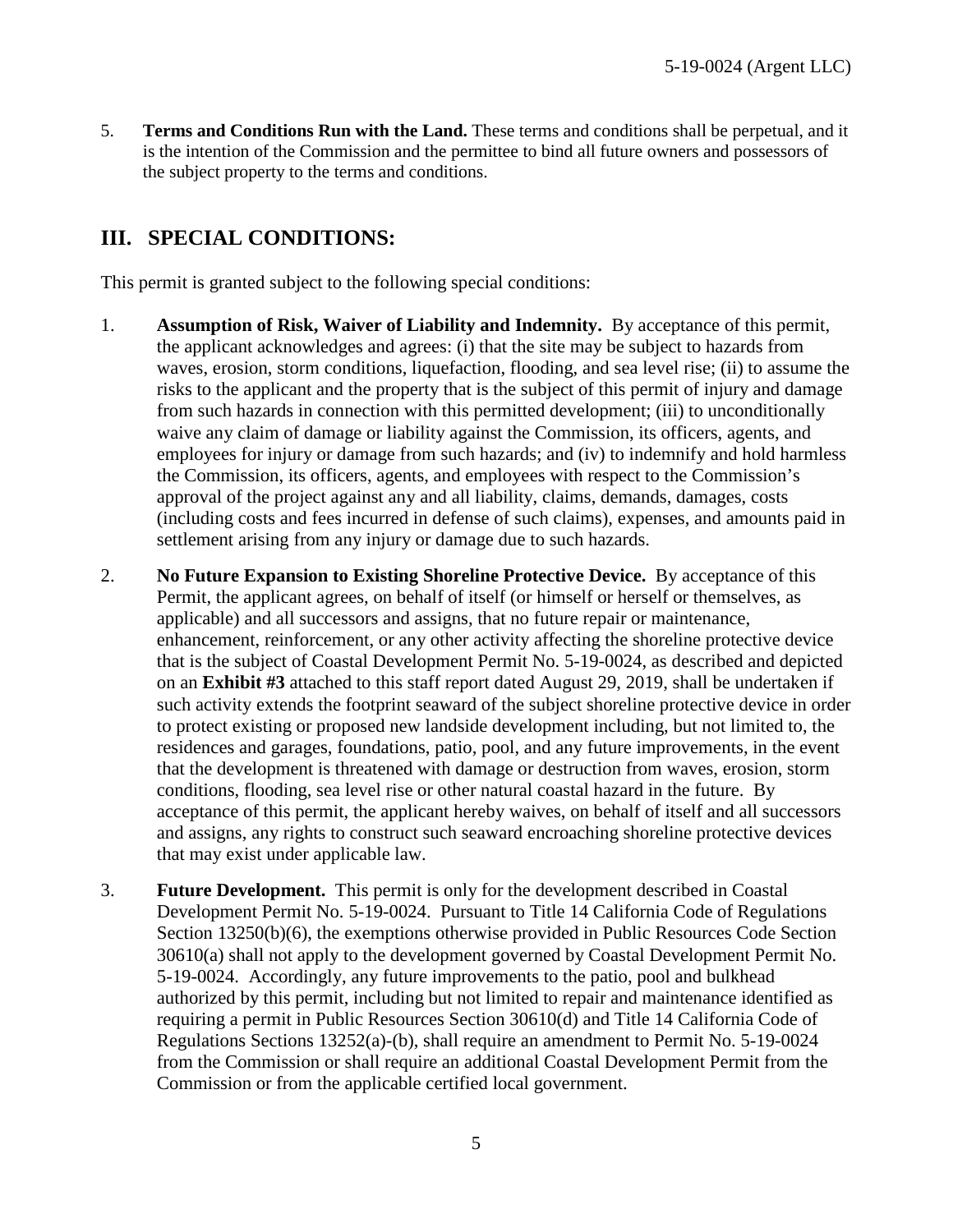5. **Terms and Conditions Run with the Land.** These terms and conditions shall be perpetual, and it is the intention of the Commission and the permittee to bind all future owners and possessors of the subject property to the terms and conditions.

## III. SPECIAL CONDITIONS:

This permit is granted subject to the following special conditions:

1. **Assumption of Risk, Waiver of Liability and Indemnity.** By acceptance of this permit, the applicant acknowledges and agrees: (i) that the site may be subject to hazards from waves, erosion, storm conditions, liquefaction, flooding, and sea level rise; (ii) to assume the risks to the applicant and the property that is the subject of this permit of injury and damage from such hazards in connection with this permitted development; (iii) to unconditionally waive any claim of damage or liability against the Commission, its officers, agents, and employees for injury or damage from such hazards; and (iv) to indemnify and hold harmless the Commission, its officers, agents, and employees with respect to the Commission's approval of the project against any and all liability, claims, demands, damages, costs (including costs and fees incurred in defense of such claims), expenses, and amounts paid in settlement arising from any injury or damage due to such hazards.

2. **No Future Expansion to Existing Shoreline Protective Device.** By acceptance of this Permit, the applicant agrees, on behalf of itself (or himself or herself or themselves, as applicable) and all successors and assigns, that no future repair or maintenance, enhancement, reinforcement, or any other activity affecting the shoreline protective device that is the subject of Coastal Development Permit No. 5-19-0024, as described and depicted on an **Exhibit #3** attached to this staff report dated August 29, 2019, shall be undertaken if such activity extends the footprint seaward of the subject shoreline protective device in order to protect existing or proposed new landside development including, but not limited to, the residences and garages, foundations, patio, pool, and any future improvements, in the event that the development is threatened with damage or destruction from waves, erosion, storm conditions, flooding, sea level rise or other natural coastal hazard in the future. By acceptance of this permit, the applicant hereby waives, on behalf of itself and all successors and assigns, any rights to construct such seaward encroaching shoreline protective devices that may exist under applicable law.

3. **Future Development.** This permit is only for the development described in Coastal Development Permit No. 5-19-0024. Pursuant to Title 14 California Code of Regulations Section 13250(b)(6), the exemptions otherwise provided in Public Resources Code Section 30610(a) shall not apply to the development governed by Coastal Development Permit No. 5-19-0024. Accordingly, any future improvements to the patio, pool and bulkhead authorized by this permit, including but not limited to repair and maintenance identified as requiring a permit in Public Resources Section 30610(d) and Title 14 California Code of Regulations Sections 13252(a)-(b), shall require an amendment to Permit No. 5-19-0024 from the Commission or shall require an additional Coastal Development Permit from the Commission or from the applicable certified local government.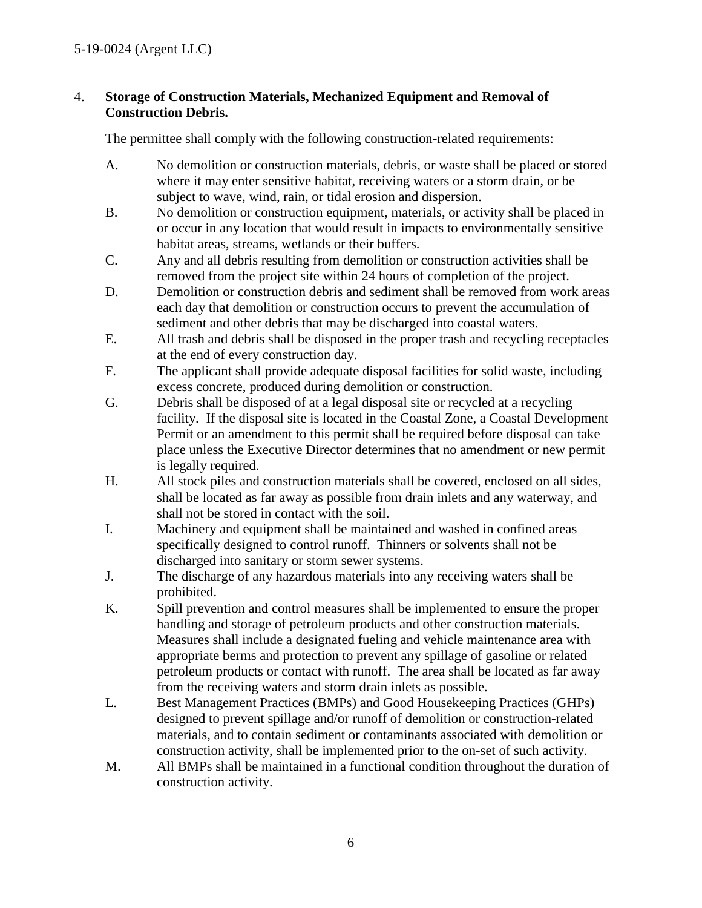4. **Storage of Construction Materials, Mechanized Equipment and Removal of Construction Debris.**

   The permittee shall comply with the following construction-related requirements:

   A. No demolition or construction materials, debris, or waste shall be placed or stored where it may enter sensitive habitat, receiving waters or a storm drain, or be subject to wave, wind, rain, or tidal erosion and dispersion.

   B. No demolition or construction equipment, materials, or activity shall be placed in or occur in any location that would result in impacts to environmentally sensitive habitat areas, streams, wetlands or their buffers.

   C. Any and all debris resulting from demolition or construction activities shall be removed from the project site within 24 hours of completion of the project.

   D. Demolition or construction debris and sediment shall be removed from work areas each day that demolition or construction occurs to prevent the accumulation of sediment and other debris that may be discharged into coastal waters.

   E. All trash and debris shall be disposed in the proper trash and recycling receptacles at the end of every construction day.

   F. The applicant shall provide adequate disposal facilities for solid waste, including excess concrete, produced during demolition or construction.

   G. Debris shall be disposed of at a legal disposal site or recycled at a recycling facility. If the disposal site is located in the Coastal Zone, a Coastal Development Permit or an amendment to this permit shall be required before disposal can take place unless the Executive Director determines that no amendment or new permit is legally required.

   H. All stock piles and construction materials shall be covered, enclosed on all sides, shall be located as far away as possible from drain inlets and any waterway, and shall not be stored in contact with the soil.

   I. Machinery and equipment shall be maintained and washed in confined areas specifically designed to control runoff. Thinners or solvents shall not be discharged into sanitary or storm sewer systems.

   J. The discharge of any hazardous materials into any receiving waters shall be prohibited.

   K. Spill prevention and control measures shall be implemented to ensure the proper handling and storage of petroleum products and other construction materials. Measures shall include a designated fueling and vehicle maintenance area with appropriate berms and protection to prevent any spillage of gasoline or related petroleum products or contact with runoff. The area shall be located as far away from the receiving waters and storm drain inlets as possible.

   L. Best Management Practices (BMPs) and Good Housekeeping Practices (GHPs) designed to prevent spillage and/or runoff of demolition or construction-related materials, and to contain sediment or contaminants associated with demolition or construction activity, shall be implemented prior to the on-set of such activity.

   M. All BMPs shall be maintained in a functional condition throughout the duration of construction activity.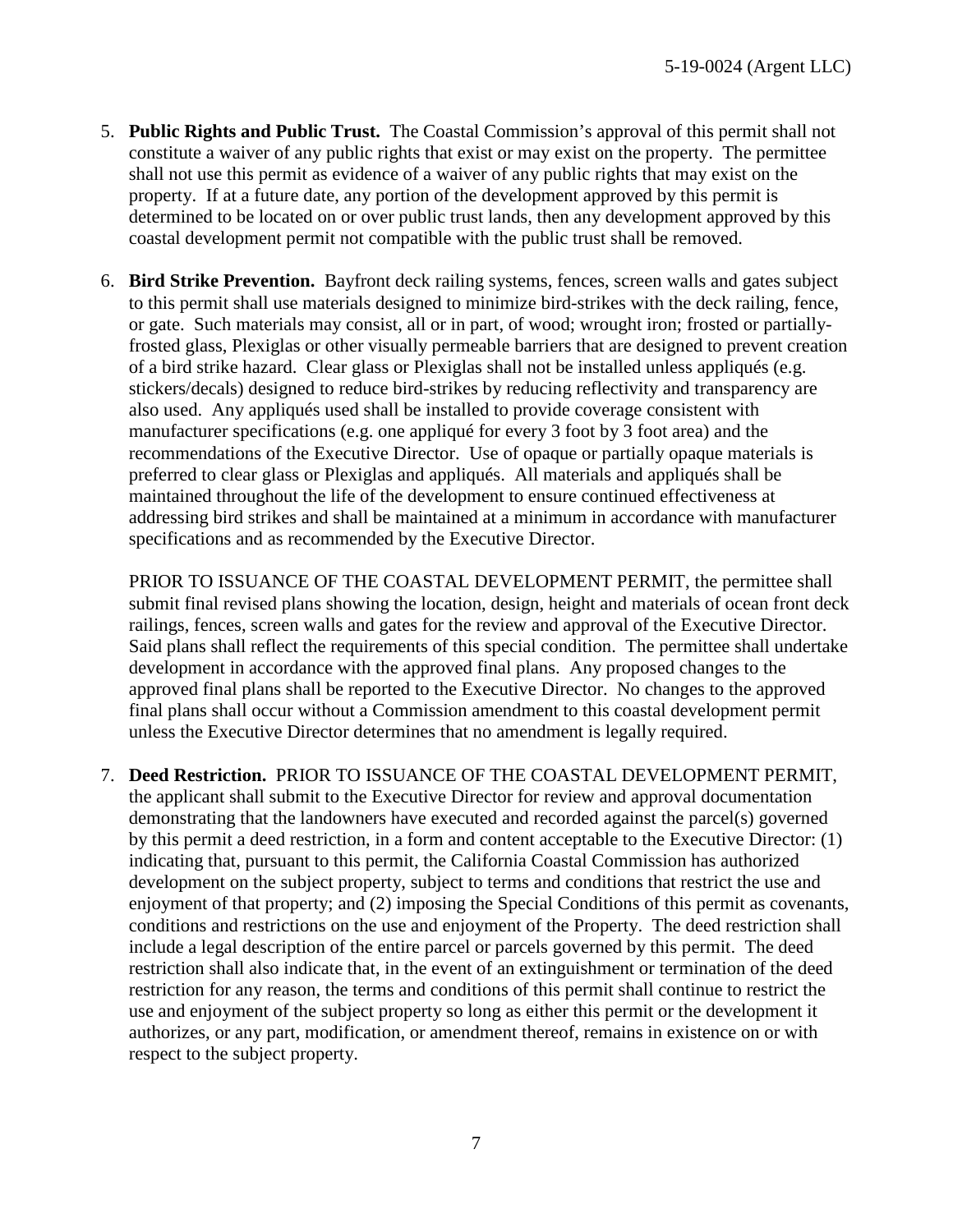5. **Public Rights and Public Trust.** The Coastal Commission's approval of this permit shall not constitute a waiver of any public rights that exist or may exist on the property. The permittee shall not use this permit as evidence of a waiver of any public rights that may exist on the property. If at a future date, any portion of the development approved by this permit is determined to be located on or over public trust lands, then any development approved by this coastal development permit not compatible with the public trust shall be removed.

6. **Bird Strike Prevention.** Bayfront deck railing systems, fences, screen walls and gates subject to this permit shall use materials designed to minimize bird-strikes with the deck railing, fence, or gate. Such materials may consist, all or in part, of wood; wrought iron; frosted or partially-frosted glass, Plexiglas or other visually permeable barriers that are designed to prevent creation of a bird strike hazard. Clear glass or Plexiglas shall not be installed unless appliqués (e.g. stickers/decals) designed to reduce bird-strikes by reducing reflectivity and transparency are also used. Any appliqués used shall be installed to provide coverage consistent with manufacturer specifications (e.g. one appliqué for every 3 foot by 3 foot area) and the recommendations of the Executive Director. Use of opaque or partially opaque materials is preferred to clear glass or Plexiglas and appliqués. All materials and appliqués shall be maintained throughout the life of the development to ensure continued effectiveness at addressing bird strikes and shall be maintained at a minimum in accordance with manufacturer specifications and as recommended by the Executive Director.

   PRIOR TO ISSUANCE OF THE COASTAL DEVELOPMENT PERMIT, the permittee shall submit final revised plans showing the location, design, height and materials of ocean front deck railings, fences, screen walls and gates for the review and approval of the Executive Director. Said plans shall reflect the requirements of this special condition. The permittee shall undertake development in accordance with the approved final plans. Any proposed changes to the approved final plans shall be reported to the Executive Director. No changes to the approved final plans shall occur without a Commission amendment to this coastal development permit unless the Executive Director determines that no amendment is legally required.

7. **Deed Restriction.** PRIOR TO ISSUANCE OF THE COASTAL DEVELOPMENT PERMIT, the applicant shall submit to the Executive Director for review and approval documentation demonstrating that the landowners have executed and recorded against the parcel(s) governed by this permit a deed restriction, in a form and content acceptable to the Executive Director: (1) indicating that, pursuant to this permit, the California Coastal Commission has authorized development on the subject property, subject to terms and conditions that restrict the use and enjoyment of that property; and (2) imposing the Special Conditions of this permit as covenants, conditions and restrictions on the use and enjoyment of the Property. The deed restriction shall include a legal description of the entire parcel or parcels governed by this permit. The deed restriction shall also indicate that, in the event of an extinguishment or termination of the deed restriction for any reason, the terms and conditions of this permit shall continue to restrict the use and enjoyment of the subject property so long as either this permit or the development it authorizes, or any part, modification, or amendment thereof, remains in existence on or with respect to the subject property.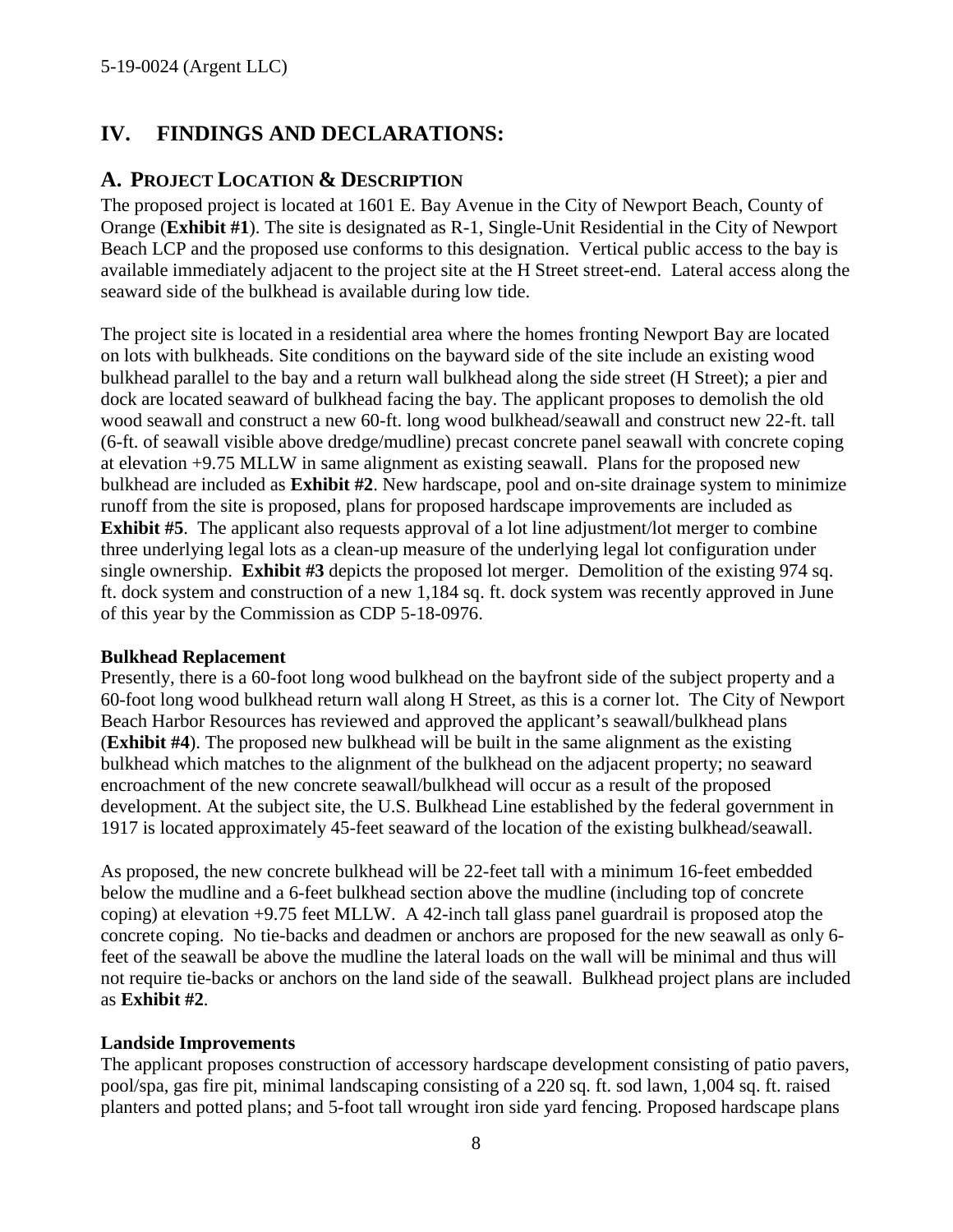## IV. FINDINGS AND DECLARATIONS:

### A. PROJECT LOCATION & DESCRIPTION

The proposed project is located at 1601 E. Bay Avenue in the City of Newport Beach, County of Orange (**Exhibit #1**). The site is designated as R-1, Single-Unit Residential in the City of Newport Beach LCP and the proposed use conforms to this designation. Vertical public access to the bay is available immediately adjacent to the project site at the H Street street-end. Lateral access along the seaward side of the bulkhead is available during low tide.

The project site is located in a residential area where the homes fronting Newport Bay are located on lots with bulkheads. Site conditions on the bayward side of the site include an existing wood bulkhead parallel to the bay and a return wall bulkhead along the side street (H Street); a pier and dock are located seaward of bulkhead facing the bay. The applicant proposes to demolish the old wood seawall and construct a new 60-ft. long wood bulkhead/seawall and construct new 22-ft. tall (6-ft. of seawall visible above dredge/mudline) precast concrete panel seawall with concrete coping at elevation +9.75 MLLW in same alignment as existing seawall. Plans for the proposed new bulkhead are included as **Exhibit #2**. New hardscape, pool and on-site drainage system to minimize runoff from the site is proposed, plans for proposed hardscape improvements are included as **Exhibit #5**. The applicant also requests approval of a lot line adjustment/lot merger to combine three underlying legal lots as a clean-up measure of the underlying legal lot configuration under single ownership. **Exhibit #3** depicts the proposed lot merger. Demolition of the existing 974 sq. ft. dock system and construction of a new 1,184 sq. ft. dock system was recently approved in June of this year by the Commission as CDP 5-18-0976.

**Bulkhead Replacement**

Presently, there is a 60-foot long wood bulkhead on the bayfront side of the subject property and a 60-foot long wood bulkhead return wall along H Street, as this is a corner lot. The City of Newport Beach Harbor Resources has reviewed and approved the applicant's seawall/bulkhead plans (**Exhibit #4**). The proposed new bulkhead will be built in the same alignment as the existing bulkhead which matches to the alignment of the bulkhead on the adjacent property; no seaward encroachment of the new concrete seawall/bulkhead will occur as a result of the proposed development. At the subject site, the U.S. Bulkhead Line established by the federal government in 1917 is located approximately 45-feet seaward of the location of the existing bulkhead/seawall.

As proposed, the new concrete bulkhead will be 22-feet tall with a minimum 16-feet embedded below the mudline and a 6-feet bulkhead section above the mudline (including top of concrete coping) at elevation +9.75 feet MLLW. A 42-inch tall glass panel guardrail is proposed atop the concrete coping. No tie-backs and deadmen or anchors are proposed for the new seawall as only 6-feet of the seawall be above the mudline the lateral loads on the wall will be minimal and thus will not require tie-backs or anchors on the land side of the seawall. Bulkhead project plans are included as **Exhibit #2**.

**Landside Improvements**

The applicant proposes construction of accessory hardscape development consisting of patio pavers, pool/spa, gas fire pit, minimal landscaping consisting of a 220 sq. ft. sod lawn, 1,004 sq. ft. raised planters and potted plans; and 5-foot tall wrought iron side yard fencing. Proposed hardscape plans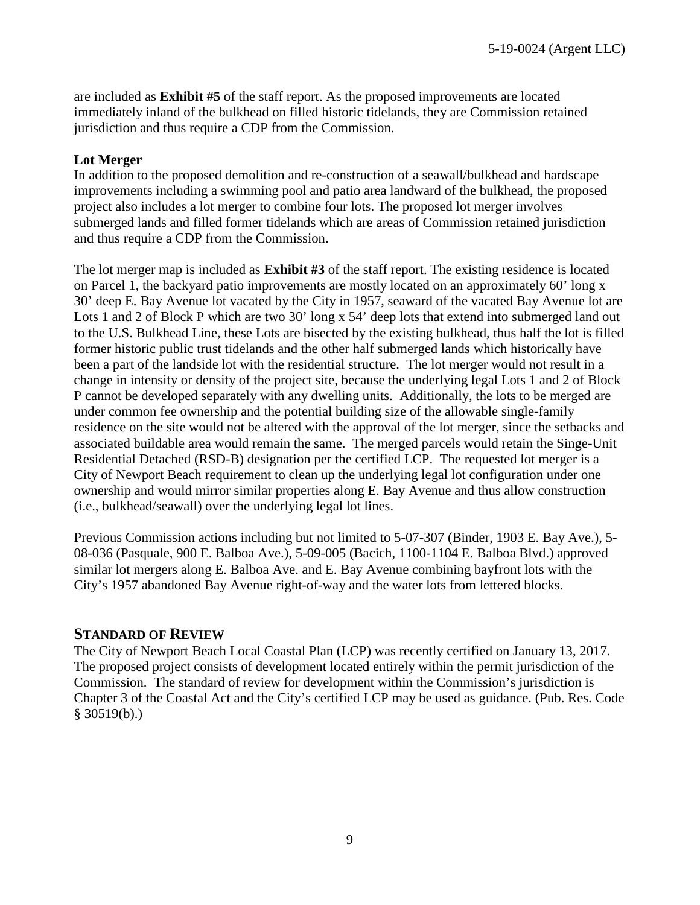are included as **Exhibit #5** of the staff report. As the proposed improvements are located immediately inland of the bulkhead on filled historic tidelands, they are Commission retained jurisdiction and thus require a CDP from the Commission.

**Lot Merger**

In addition to the proposed demolition and re-construction of a seawall/bulkhead and hardscape improvements including a swimming pool and patio area landward of the bulkhead, the proposed project also includes a lot merger to combine four lots. The proposed lot merger involves submerged lands and filled former tidelands which are areas of Commission retained jurisdiction and thus require a CDP from the Commission.

The lot merger map is included as **Exhibit #3** of the staff report. The existing residence is located on Parcel 1, the backyard patio improvements are mostly located on an approximately 60' long x 30' deep E. Bay Avenue lot vacated by the City in 1957, seaward of the vacated Bay Avenue lot are Lots 1 and 2 of Block P which are two 30' long x 54' deep lots that extend into submerged land out to the U.S. Bulkhead Line, these Lots are bisected by the existing bulkhead, thus half the lot is filled former historic public trust tidelands and the other half submerged lands which historically have been a part of the landside lot with the residential structure. The lot merger would not result in a change in intensity or density of the project site, because the underlying legal Lots 1 and 2 of Block P cannot be developed separately with any dwelling units. Additionally, the lots to be merged are under common fee ownership and the potential building size of the allowable single-family residence on the site would not be altered with the approval of the lot merger, since the setbacks and associated buildable area would remain the same. The merged parcels would retain the Singe-Unit Residential Detached (RSD-B) designation per the certified LCP. The requested lot merger is a City of Newport Beach requirement to clean up the underlying legal lot configuration under one ownership and would mirror similar properties along E. Bay Avenue and thus allow construction (i.e., bulkhead/seawall) over the underlying legal lot lines.

Previous Commission actions including but not limited to 5-07-307 (Binder, 1903 E. Bay Ave.), 5-08-036 (Pasquale, 900 E. Balboa Ave.), 5-09-005 (Bacich, 1100-1104 E. Balboa Blvd.) approved similar lot mergers along E. Balboa Ave. and E. Bay Avenue combining bayfront lots with the City's 1957 abandoned Bay Avenue right-of-way and the water lots from lettered blocks.

## STANDARD OF REVIEW

The City of Newport Beach Local Coastal Plan (LCP) was recently certified on January 13, 2017. The proposed project consists of development located entirely within the permit jurisdiction of the Commission. The standard of review for development within the Commission's jurisdiction is Chapter 3 of the Coastal Act and the City's certified LCP may be used as guidance. (Pub. Res. Code § 30519(b).)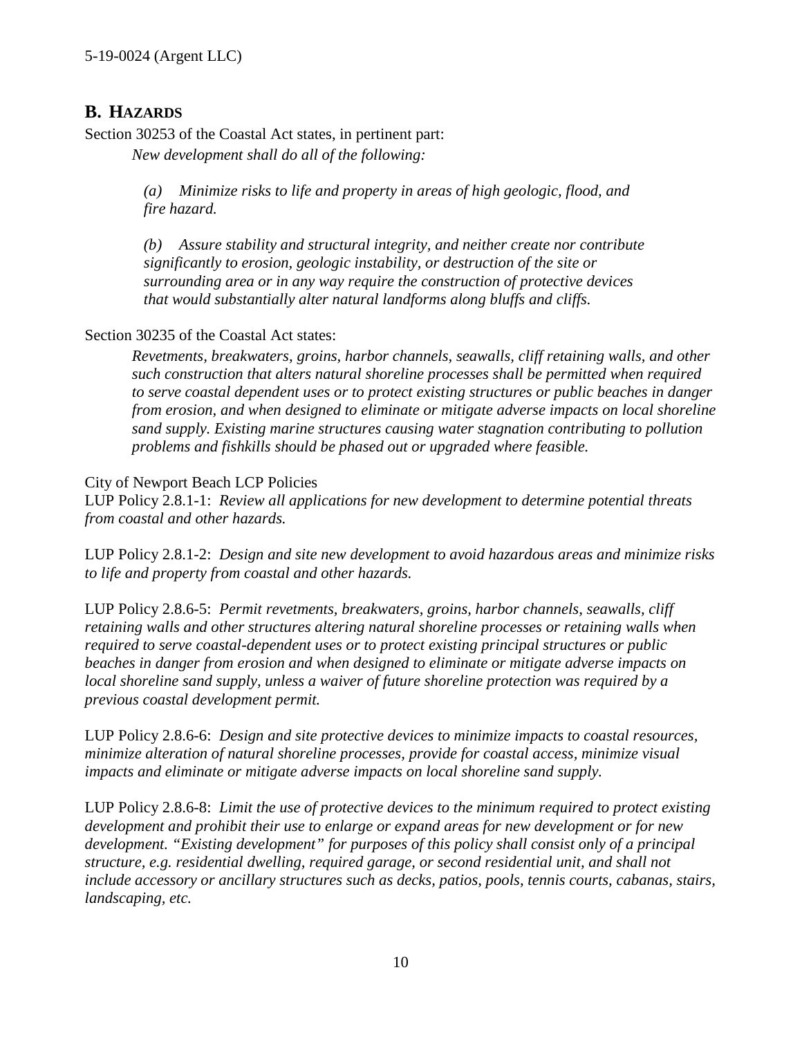## B. HAZARDS

Section 30253 of the Coastal Act states, in pertinent part:

*New development shall do all of the following:*

> *(a) Minimize risks to life and property in areas of high geologic, flood, and fire hazard.*
>
> *(b) Assure stability and structural integrity, and neither create nor contribute significantly to erosion, geologic instability, or destruction of the site or surrounding area or in any way require the construction of protective devices that would substantially alter natural landforms along bluffs and cliffs.*

Section 30235 of the Coastal Act states:

> *Revetments, breakwaters, groins, harbor channels, seawalls, cliff retaining walls, and other such construction that alters natural shoreline processes shall be permitted when required to serve coastal dependent uses or to protect existing structures or public beaches in danger from erosion, and when designed to eliminate or mitigate adverse impacts on local shoreline sand supply. Existing marine structures causing water stagnation contributing to pollution problems and fishkills should be phased out or upgraded where feasible.*

City of Newport Beach LCP Policies

LUP Policy 2.8.1-1: *Review all applications for new development to determine potential threats from coastal and other hazards.*

LUP Policy 2.8.1-2: *Design and site new development to avoid hazardous areas and minimize risks to life and property from coastal and other hazards.*

LUP Policy 2.8.6-5: *Permit revetments, breakwaters, groins, harbor channels, seawalls, cliff retaining walls and other structures altering natural shoreline processes or retaining walls when required to serve coastal-dependent uses or to protect existing principal structures or public beaches in danger from erosion and when designed to eliminate or mitigate adverse impacts on local shoreline sand supply, unless a waiver of future shoreline protection was required by a previous coastal development permit.*

LUP Policy 2.8.6-6: *Design and site protective devices to minimize impacts to coastal resources, minimize alteration of natural shoreline processes, provide for coastal access, minimize visual impacts and eliminate or mitigate adverse impacts on local shoreline sand supply.*

LUP Policy 2.8.6-8: *Limit the use of protective devices to the minimum required to protect existing development and prohibit their use to enlarge or expand areas for new development or for new development. "Existing development" for purposes of this policy shall consist only of a principal structure, e.g. residential dwelling, required garage, or second residential unit, and shall not include accessory or ancillary structures such as decks, patios, pools, tennis courts, cabanas, stairs, landscaping, etc.*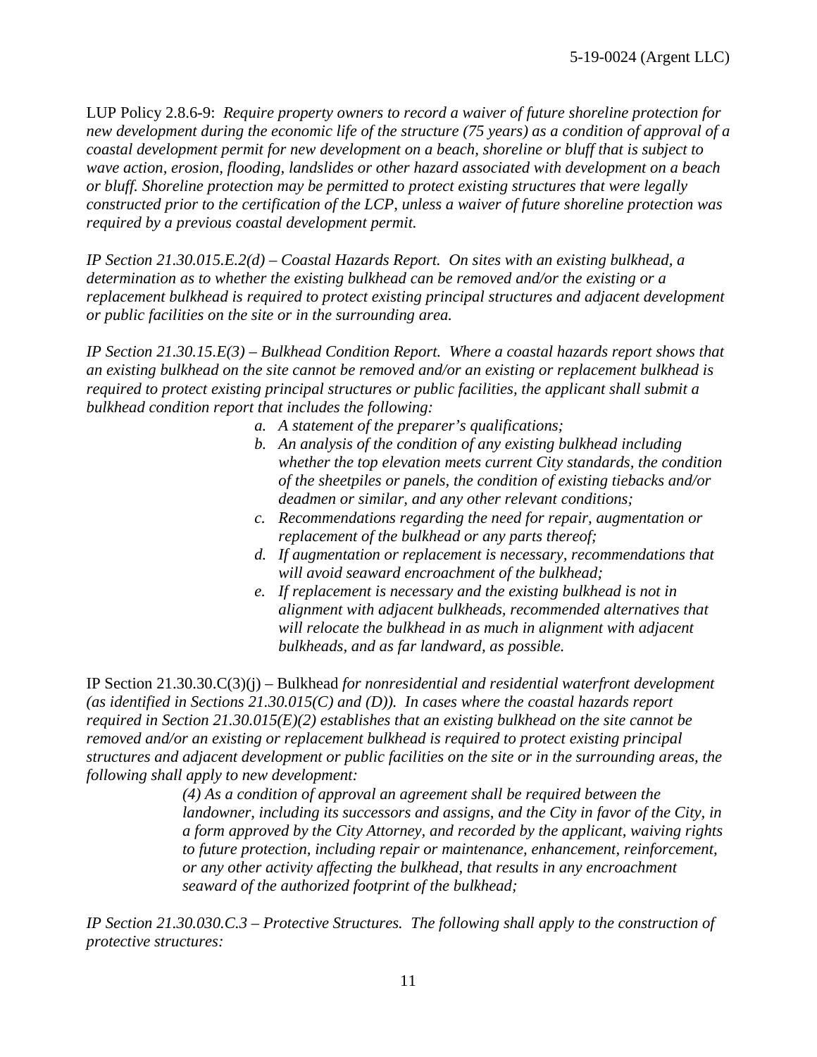LUP Policy 2.8.6-9: *Require property owners to record a waiver of future shoreline protection for new development during the economic life of the structure (75 years) as a condition of approval of a coastal development permit for new development on a beach, shoreline or bluff that is subject to wave action, erosion, flooding, landslides or other hazard associated with development on a beach or bluff. Shoreline protection may be permitted to protect existing structures that were legally constructed prior to the certification of the LCP, unless a waiver of future shoreline protection was required by a previous coastal development permit.*

*IP Section 21.30.015.E.2(d) – Coastal Hazards Report. On sites with an existing bulkhead, a determination as to whether the existing bulkhead can be removed and/or the existing or a replacement bulkhead is required to protect existing principal structures and adjacent development or public facilities on the site or in the surrounding area.*

*IP Section 21.30.15.E(3) – Bulkhead Condition Report. Where a coastal hazards report shows that an existing bulkhead on the site cannot be removed and/or an existing or replacement bulkhead is required to protect existing principal structures or public facilities, the applicant shall submit a bulkhead condition report that includes the following:*

- *a. A statement of the preparer's qualifications;*
- *b. An analysis of the condition of any existing bulkhead including whether the top elevation meets current City standards, the condition of the sheetpiles or panels, the condition of existing tiebacks and/or deadmen or similar, and any other relevant conditions;*
- *c. Recommendations regarding the need for repair, augmentation or replacement of the bulkhead or any parts thereof;*
- *d. If augmentation or replacement is necessary, recommendations that will avoid seaward encroachment of the bulkhead;*
- *e. If replacement is necessary and the existing bulkhead is not in alignment with adjacent bulkheads, recommended alternatives that will relocate the bulkhead in as much in alignment with adjacent bulkheads, and as far landward, as possible.*

IP Section 21.30.30.C(3)(j) – Bulkhead *for nonresidential and residential waterfront development (as identified in Sections 21.30.015(C) and (D)). In cases where the coastal hazards report required in Section 21.30.015(E)(2) establishes that an existing bulkhead on the site cannot be removed and/or an existing or replacement bulkhead is required to protect existing principal structures and adjacent development or public facilities on the site or in the surrounding areas, the following shall apply to new development:*

> *(4) As a condition of approval an agreement shall be required between the landowner, including its successors and assigns, and the City in favor of the City, in a form approved by the City Attorney, and recorded by the applicant, waiving rights to future protection, including repair or maintenance, enhancement, reinforcement, or any other activity affecting the bulkhead, that results in any encroachment seaward of the authorized footprint of the bulkhead;*

*IP Section 21.30.030.C.3 – Protective Structures. The following shall apply to the construction of protective structures:*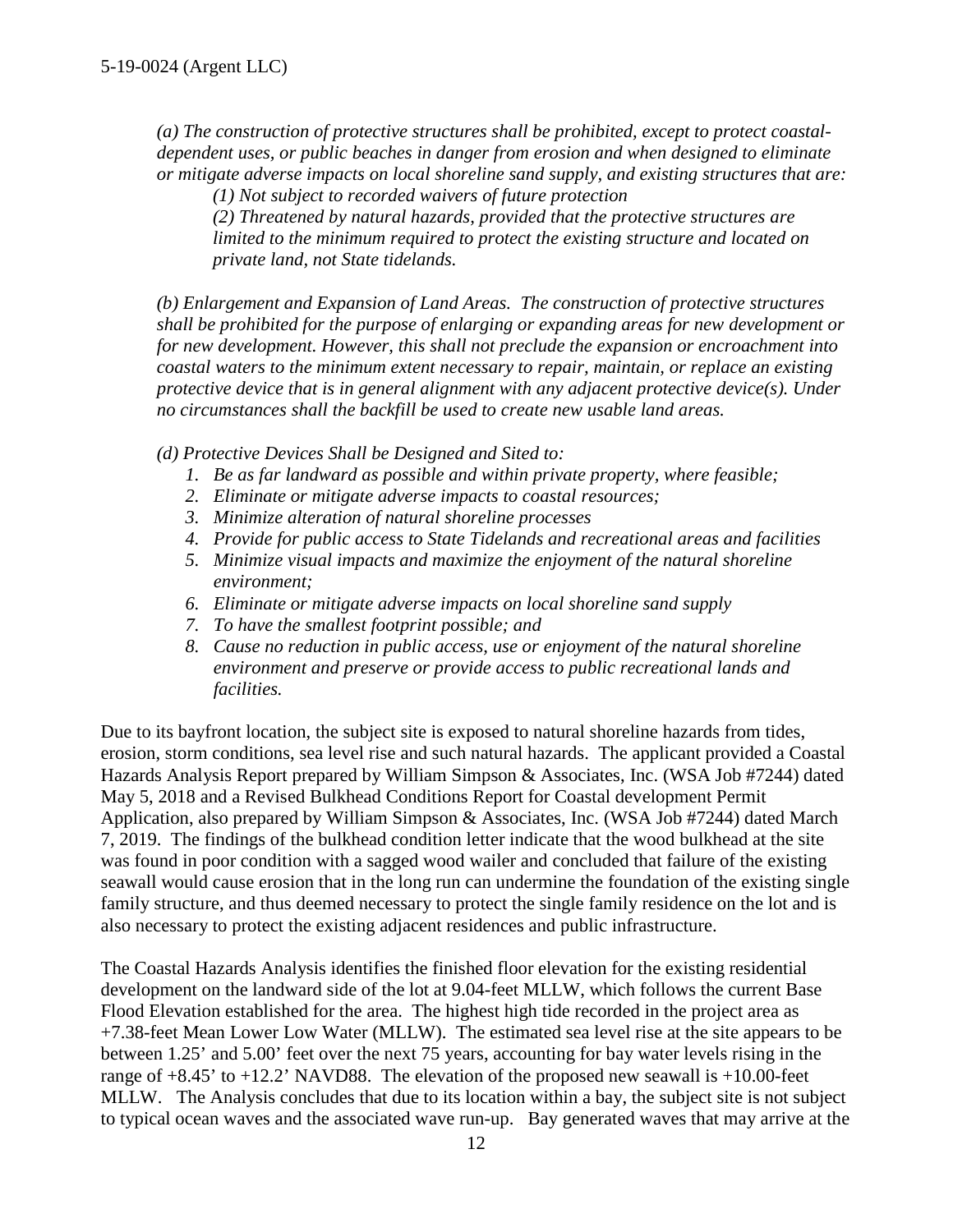*(a) The construction of protective structures shall be prohibited, except to protect coastal-dependent uses, or public beaches in danger from erosion and when designed to eliminate or mitigate adverse impacts on local shoreline sand supply, and existing structures that are:*

*(1) Not subject to recorded waivers of future protection*

*(2) Threatened by natural hazards, provided that the protective structures are limited to the minimum required to protect the existing structure and located on private land, not State tidelands.*

*(b) Enlargement and Expansion of Land Areas. The construction of protective structures shall be prohibited for the purpose of enlarging or expanding areas for new development or for new development. However, this shall not preclude the expansion or encroachment into coastal waters to the minimum extent necessary to repair, maintain, or replace an existing protective device that is in general alignment with any adjacent protective device(s). Under no circumstances shall the backfill be used to create new usable land areas.*

*(d) Protective Devices Shall be Designed and Sited to:*

1. *Be as far landward as possible and within private property, where feasible;*
2. *Eliminate or mitigate adverse impacts to coastal resources;*
3. *Minimize alteration of natural shoreline processes*
4. *Provide for public access to State Tidelands and recreational areas and facilities*
5. *Minimize visual impacts and maximize the enjoyment of the natural shoreline environment;*
6. *Eliminate or mitigate adverse impacts on local shoreline sand supply*
7. *To have the smallest footprint possible; and*
8. *Cause no reduction in public access, use or enjoyment of the natural shoreline environment and preserve or provide access to public recreational lands and facilities.*

Due to its bayfront location, the subject site is exposed to natural shoreline hazards from tides, erosion, storm conditions, sea level rise and such natural hazards. The applicant provided a Coastal Hazards Analysis Report prepared by William Simpson & Associates, Inc. (WSA Job #7244) dated May 5, 2018 and a Revised Bulkhead Conditions Report for Coastal development Permit Application, also prepared by William Simpson & Associates, Inc. (WSA Job #7244) dated March 7, 2019. The findings of the bulkhead condition letter indicate that the wood bulkhead at the site was found in poor condition with a sagged wood wailer and concluded that failure of the existing seawall would cause erosion that in the long run can undermine the foundation of the existing single family structure, and thus deemed necessary to protect the single family residence on the lot and is also necessary to protect the existing adjacent residences and public infrastructure.

The Coastal Hazards Analysis identifies the finished floor elevation for the existing residential development on the landward side of the lot at 9.04-feet MLLW, which follows the current Base Flood Elevation established for the area. The highest high tide recorded in the project area as +7.38-feet Mean Lower Low Water (MLLW). The estimated sea level rise at the site appears to be between 1.25' and 5.00' feet over the next 75 years, accounting for bay water levels rising in the range of +8.45' to +12.2' NAVD88. The elevation of the proposed new seawall is +10.00-feet MLLW. The Analysis concludes that due to its location within a bay, the subject site is not subject to typical ocean waves and the associated wave run-up. Bay generated waves that may arrive at the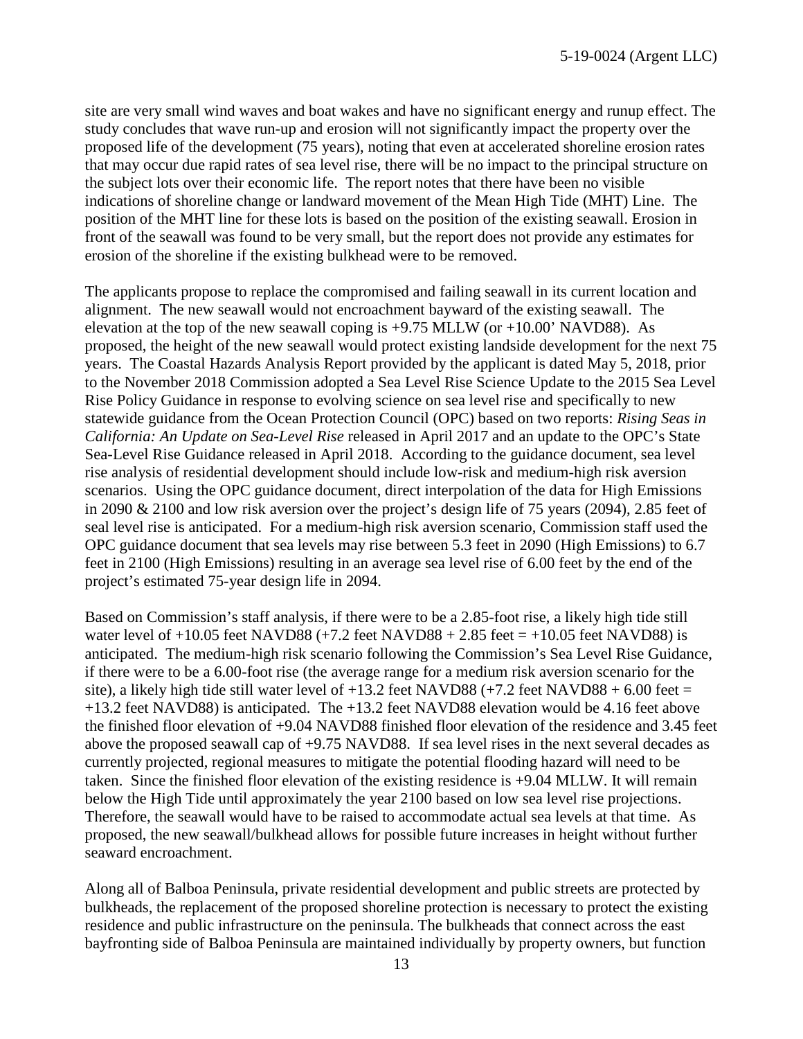site are very small wind waves and boat wakes and have no significant energy and runup effect. The study concludes that wave run-up and erosion will not significantly impact the property over the proposed life of the development (75 years), noting that even at accelerated shoreline erosion rates that may occur due rapid rates of sea level rise, there will be no impact to the principal structure on the subject lots over their economic life. The report notes that there have been no visible indications of shoreline change or landward movement of the Mean High Tide (MHT) Line. The position of the MHT line for these lots is based on the position of the existing seawall. Erosion in front of the seawall was found to be very small, but the report does not provide any estimates for erosion of the shoreline if the existing bulkhead were to be removed.

The applicants propose to replace the compromised and failing seawall in its current location and alignment. The new seawall would not encroachment bayward of the existing seawall. The elevation at the top of the new seawall coping is +9.75 MLLW (or +10.00' NAVD88). As proposed, the height of the new seawall would protect existing landside development for the next 75 years. The Coastal Hazards Analysis Report provided by the applicant is dated May 5, 2018, prior to the November 2018 Commission adopted a Sea Level Rise Science Update to the 2015 Sea Level Rise Policy Guidance in response to evolving science on sea level rise and specifically to new statewide guidance from the Ocean Protection Council (OPC) based on two reports: *Rising Seas in California: An Update on Sea-Level Rise* released in April 2017 and an update to the OPC's State Sea-Level Rise Guidance released in April 2018. According to the guidance document, sea level rise analysis of residential development should include low-risk and medium-high risk aversion scenarios. Using the OPC guidance document, direct interpolation of the data for High Emissions in 2090 & 2100 and low risk aversion over the project's design life of 75 years (2094), 2.85 feet of seal level rise is anticipated. For a medium-high risk aversion scenario, Commission staff used the OPC guidance document that sea levels may rise between 5.3 feet in 2090 (High Emissions) to 6.7 feet in 2100 (High Emissions) resulting in an average sea level rise of 6.00 feet by the end of the project's estimated 75-year design life in 2094.

Based on Commission's staff analysis, if there were to be a 2.85-foot rise, a likely high tide still water level of +10.05 feet NAVD88 (+7.2 feet NAVD88 + 2.85 feet = +10.05 feet NAVD88) is anticipated. The medium-high risk scenario following the Commission's Sea Level Rise Guidance, if there were to be a 6.00-foot rise (the average range for a medium risk aversion scenario for the site), a likely high tide still water level of +13.2 feet NAVD88 (+7.2 feet NAVD88 + 6.00 feet = +13.2 feet NAVD88) is anticipated. The +13.2 feet NAVD88 elevation would be 4.16 feet above the finished floor elevation of +9.04 NAVD88 finished floor elevation of the residence and 3.45 feet above the proposed seawall cap of +9.75 NAVD88. If sea level rises in the next several decades as currently projected, regional measures to mitigate the potential flooding hazard will need to be taken. Since the finished floor elevation of the existing residence is +9.04 MLLW. It will remain below the High Tide until approximately the year 2100 based on low sea level rise projections. Therefore, the seawall would have to be raised to accommodate actual sea levels at that time. As proposed, the new seawall/bulkhead allows for possible future increases in height without further seaward encroachment.

Along all of Balboa Peninsula, private residential development and public streets are protected by bulkheads, the replacement of the proposed shoreline protection is necessary to protect the existing residence and public infrastructure on the peninsula. The bulkheads that connect across the east bayfronting side of Balboa Peninsula are maintained individually by property owners, but function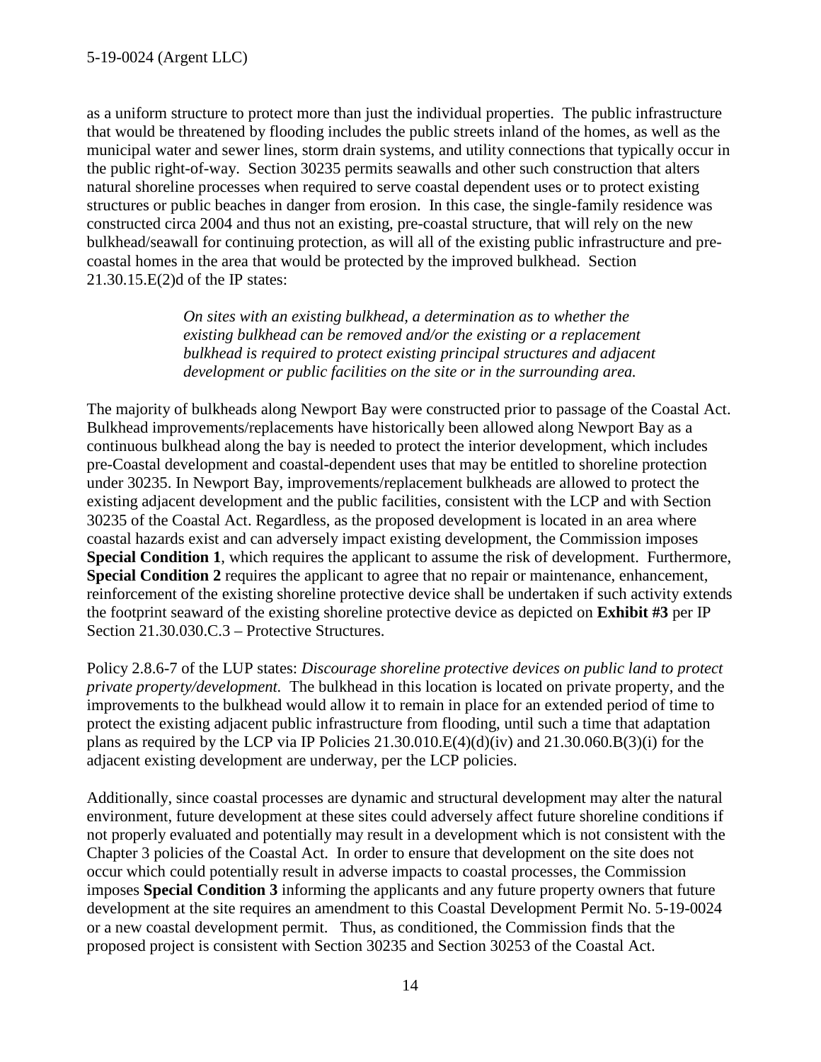as a uniform structure to protect more than just the individual properties. The public infrastructure that would be threatened by flooding includes the public streets inland of the homes, as well as the municipal water and sewer lines, storm drain systems, and utility connections that typically occur in the public right-of-way. Section 30235 permits seawalls and other such construction that alters natural shoreline processes when required to serve coastal dependent uses or to protect existing structures or public beaches in danger from erosion. In this case, the single-family residence was constructed circa 2004 and thus not an existing, pre-coastal structure, that will rely on the new bulkhead/seawall for continuing protection, as will all of the existing public infrastructure and pre-coastal homes in the area that would be protected by the improved bulkhead. Section 21.30.15.E(2)d of the IP states:

> *On sites with an existing bulkhead, a determination as to whether the existing bulkhead can be removed and/or the existing or a replacement bulkhead is required to protect existing principal structures and adjacent development or public facilities on the site or in the surrounding area.*

The majority of bulkheads along Newport Bay were constructed prior to passage of the Coastal Act. Bulkhead improvements/replacements have historically been allowed along Newport Bay as a continuous bulkhead along the bay is needed to protect the interior development, which includes pre-Coastal development and coastal-dependent uses that may be entitled to shoreline protection under 30235. In Newport Bay, improvements/replacement bulkheads are allowed to protect the existing adjacent development and the public facilities, consistent with the LCP and with Section 30235 of the Coastal Act. Regardless, as the proposed development is located in an area where coastal hazards exist and can adversely impact existing development, the Commission imposes **Special Condition 1**, which requires the applicant to assume the risk of development. Furthermore, **Special Condition 2** requires the applicant to agree that no repair or maintenance, enhancement, reinforcement of the existing shoreline protective device shall be undertaken if such activity extends the footprint seaward of the existing shoreline protective device as depicted on **Exhibit #3** per IP Section 21.30.030.C.3 – Protective Structures.

Policy 2.8.6-7 of the LUP states: *Discourage shoreline protective devices on public land to protect private property/development.* The bulkhead in this location is located on private property, and the improvements to the bulkhead would allow it to remain in place for an extended period of time to protect the existing adjacent public infrastructure from flooding, until such a time that adaptation plans as required by the LCP via IP Policies 21.30.010.E(4)(d)(iv) and 21.30.060.B(3)(i) for the adjacent existing development are underway, per the LCP policies.

Additionally, since coastal processes are dynamic and structural development may alter the natural environment, future development at these sites could adversely affect future shoreline conditions if not properly evaluated and potentially may result in a development which is not consistent with the Chapter 3 policies of the Coastal Act. In order to ensure that development on the site does not occur which could potentially result in adverse impacts to coastal processes, the Commission imposes **Special Condition 3** informing the applicants and any future property owners that future development at the site requires an amendment to this Coastal Development Permit No. 5-19-0024 or a new coastal development permit. Thus, as conditioned, the Commission finds that the proposed project is consistent with Section 30235 and Section 30253 of the Coastal Act.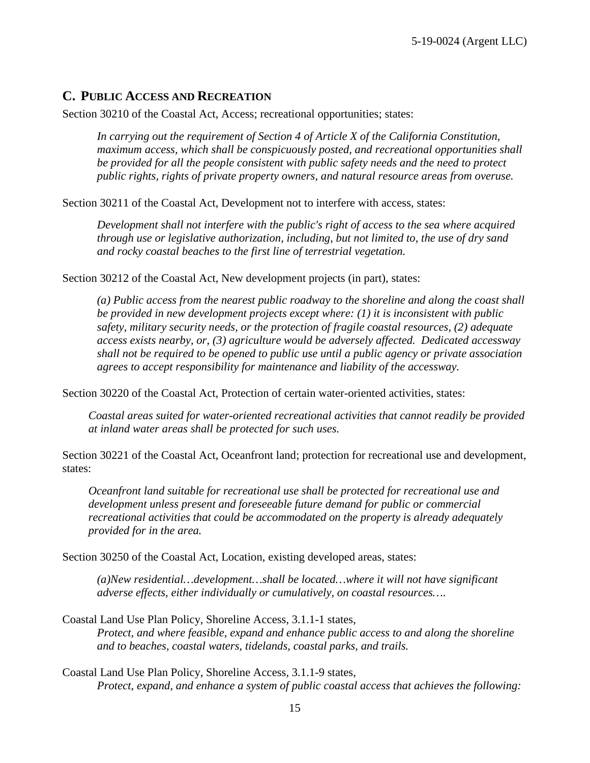## C. Public Access and Recreation

Section 30210 of the Coastal Act, Access; recreational opportunities; states:

> *In carrying out the requirement of Section 4 of Article X of the California Constitution, maximum access, which shall be conspicuously posted, and recreational opportunities shall be provided for all the people consistent with public safety needs and the need to protect public rights, rights of private property owners, and natural resource areas from overuse.*

Section 30211 of the Coastal Act, Development not to interfere with access, states:

> *Development shall not interfere with the public's right of access to the sea where acquired through use or legislative authorization, including, but not limited to, the use of dry sand and rocky coastal beaches to the first line of terrestrial vegetation.*

Section 30212 of the Coastal Act, New development projects (in part), states:

> *(a) Public access from the nearest public roadway to the shoreline and along the coast shall be provided in new development projects except where: (1) it is inconsistent with public safety, military security needs, or the protection of fragile coastal resources, (2) adequate access exists nearby, or, (3) agriculture would be adversely affected. Dedicated accessway shall not be required to be opened to public use until a public agency or private association agrees to accept responsibility for maintenance and liability of the accessway.*

Section 30220 of the Coastal Act, Protection of certain water-oriented activities, states:

> *Coastal areas suited for water-oriented recreational activities that cannot readily be provided at inland water areas shall be protected for such uses.*

Section 30221 of the Coastal Act, Oceanfront land; protection for recreational use and development, states:

> *Oceanfront land suitable for recreational use shall be protected for recreational use and development unless present and foreseeable future demand for public or commercial recreational activities that could be accommodated on the property is already adequately provided for in the area.*

Section 30250 of the Coastal Act, Location, existing developed areas, states:

> *(a)New residential…development…shall be located…where it will not have significant adverse effects, either individually or cumulatively, on coastal resources….*

Coastal Land Use Plan Policy, Shoreline Access, 3.1.1-1 states,

> *Protect, and where feasible, expand and enhance public access to and along the shoreline and to beaches, coastal waters, tidelands, coastal parks, and trails.*

Coastal Land Use Plan Policy, Shoreline Access, 3.1.1-9 states,

> *Protect, expand, and enhance a system of public coastal access that achieves the following:*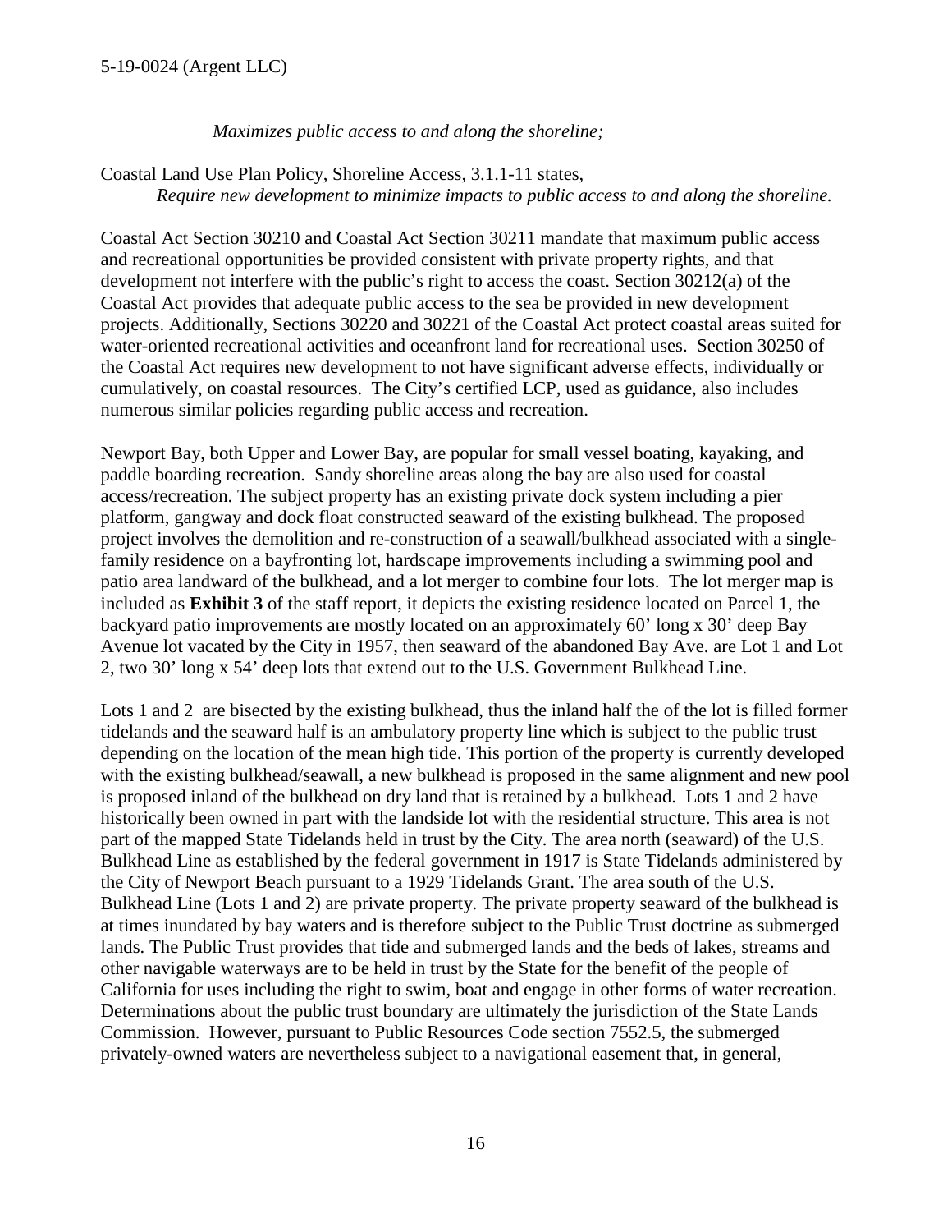*Maximizes public access to and along the shoreline;*

Coastal Land Use Plan Policy, Shoreline Access, 3.1.1-11 states,

*Require new development to minimize impacts to public access to and along the shoreline.*

Coastal Act Section 30210 and Coastal Act Section 30211 mandate that maximum public access and recreational opportunities be provided consistent with private property rights, and that development not interfere with the public's right to access the coast. Section 30212(a) of the Coastal Act provides that adequate public access to the sea be provided in new development projects. Additionally, Sections 30220 and 30221 of the Coastal Act protect coastal areas suited for water-oriented recreational activities and oceanfront land for recreational uses. Section 30250 of the Coastal Act requires new development to not have significant adverse effects, individually or cumulatively, on coastal resources. The City's certified LCP, used as guidance, also includes numerous similar policies regarding public access and recreation.

Newport Bay, both Upper and Lower Bay, are popular for small vessel boating, kayaking, and paddle boarding recreation. Sandy shoreline areas along the bay are also used for coastal access/recreation. The subject property has an existing private dock system including a pier platform, gangway and dock float constructed seaward of the existing bulkhead. The proposed project involves the demolition and re-construction of a seawall/bulkhead associated with a single-family residence on a bayfronting lot, hardscape improvements including a swimming pool and patio area landward of the bulkhead, and a lot merger to combine four lots. The lot merger map is included as **Exhibit 3** of the staff report, it depicts the existing residence located on Parcel 1, the backyard patio improvements are mostly located on an approximately 60' long x 30' deep Bay Avenue lot vacated by the City in 1957, then seaward of the abandoned Bay Ave. are Lot 1 and Lot 2, two 30' long x 54' deep lots that extend out to the U.S. Government Bulkhead Line.

Lots 1 and 2 are bisected by the existing bulkhead, thus the inland half the of the lot is filled former tidelands and the seaward half is an ambulatory property line which is subject to the public trust depending on the location of the mean high tide. This portion of the property is currently developed with the existing bulkhead/seawall, a new bulkhead is proposed in the same alignment and new pool is proposed inland of the bulkhead on dry land that is retained by a bulkhead. Lots 1 and 2 have historically been owned in part with the landside lot with the residential structure. This area is not part of the mapped State Tidelands held in trust by the City. The area north (seaward) of the U.S. Bulkhead Line as established by the federal government in 1917 is State Tidelands administered by the City of Newport Beach pursuant to a 1929 Tidelands Grant. The area south of the U.S. Bulkhead Line (Lots 1 and 2) are private property. The private property seaward of the bulkhead is at times inundated by bay waters and is therefore subject to the Public Trust doctrine as submerged lands. The Public Trust provides that tide and submerged lands and the beds of lakes, streams and other navigable waterways are to be held in trust by the State for the benefit of the people of California for uses including the right to swim, boat and engage in other forms of water recreation. Determinations about the public trust boundary are ultimately the jurisdiction of the State Lands Commission. However, pursuant to Public Resources Code section 7552.5, the submerged privately-owned waters are nevertheless subject to a navigational easement that, in general,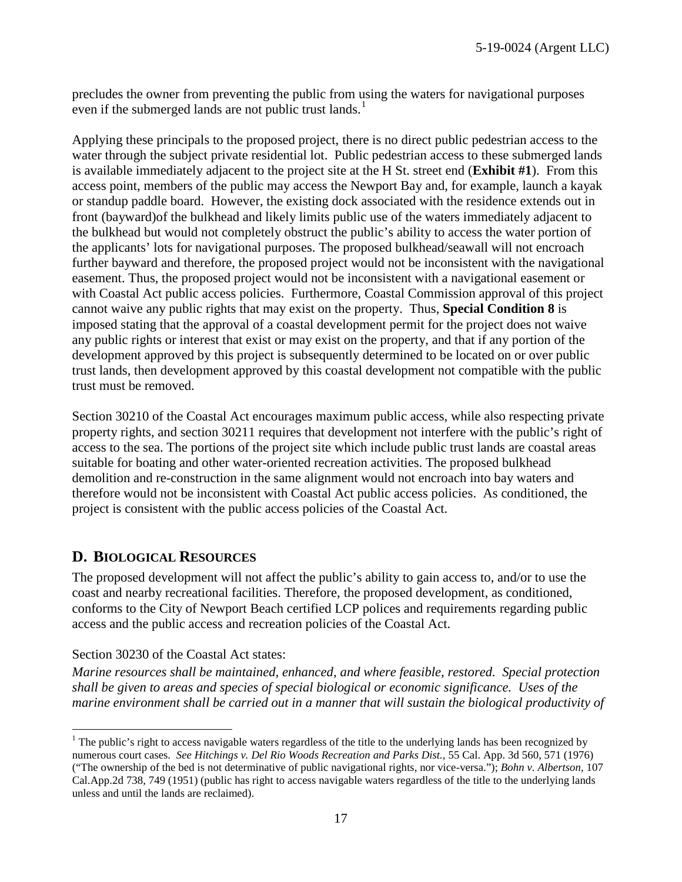precludes the owner from preventing the public from using the waters for navigational purposes even if the submerged lands are not public trust lands.[1]

Applying these principals to the proposed project, there is no direct public pedestrian access to the water through the subject private residential lot. Public pedestrian access to these submerged lands is available immediately adjacent to the project site at the H St. street end (**Exhibit #1**). From this access point, members of the public may access the Newport Bay and, for example, launch a kayak or standup paddle board. However, the existing dock associated with the residence extends out in front (bayward)of the bulkhead and likely limits public use of the waters immediately adjacent to the bulkhead but would not completely obstruct the public's ability to access the water portion of the applicants' lots for navigational purposes. The proposed bulkhead/seawall will not encroach further bayward and therefore, the proposed project would not be inconsistent with the navigational easement. Thus, the proposed project would not be inconsistent with a navigational easement or with Coastal Act public access policies. Furthermore, Coastal Commission approval of this project cannot waive any public rights that may exist on the property. Thus, **Special Condition 8** is imposed stating that the approval of a coastal development permit for the project does not waive any public rights or interest that exist or may exist on the property, and that if any portion of the development approved by this project is subsequently determined to be located on or over public trust lands, then development approved by this coastal development not compatible with the public trust must be removed.

Section 30210 of the Coastal Act encourages maximum public access, while also respecting private property rights, and section 30211 requires that development not interfere with the public's right of access to the sea. The portions of the project site which include public trust lands are coastal areas suitable for boating and other water-oriented recreation activities. The proposed bulkhead demolition and re-construction in the same alignment would not encroach into bay waters and therefore would not be inconsistent with Coastal Act public access policies. As conditioned, the project is consistent with the public access policies of the Coastal Act.

## D. BIOLOGICAL RESOURCES

The proposed development will not affect the public's ability to gain access to, and/or to use the coast and nearby recreational facilities. Therefore, the proposed development, as conditioned, conforms to the City of Newport Beach certified LCP polices and requirements regarding public access and the public access and recreation policies of the Coastal Act.

Section 30230 of the Coastal Act states:

*Marine resources shall be maintained, enhanced, and where feasible, restored. Special protection shall be given to areas and species of special biological or economic significance. Uses of the marine environment shall be carried out in a manner that will sustain the biological productivity of*

---

[1] The public's right to access navigable waters regardless of the title to the underlying lands has been recognized by numerous court cases. *See Hitchings v. Del Rio Woods Recreation and Parks Dist.*, 55 Cal. App. 3d 560, 571 (1976) ("The ownership of the bed is not determinative of public navigational rights, nor vice-versa."); *Bohn v. Albertson*, 107 Cal.App.2d 738, 749 (1951) (public has right to access navigable waters regardless of the title to the underlying lands unless and until the lands are reclaimed).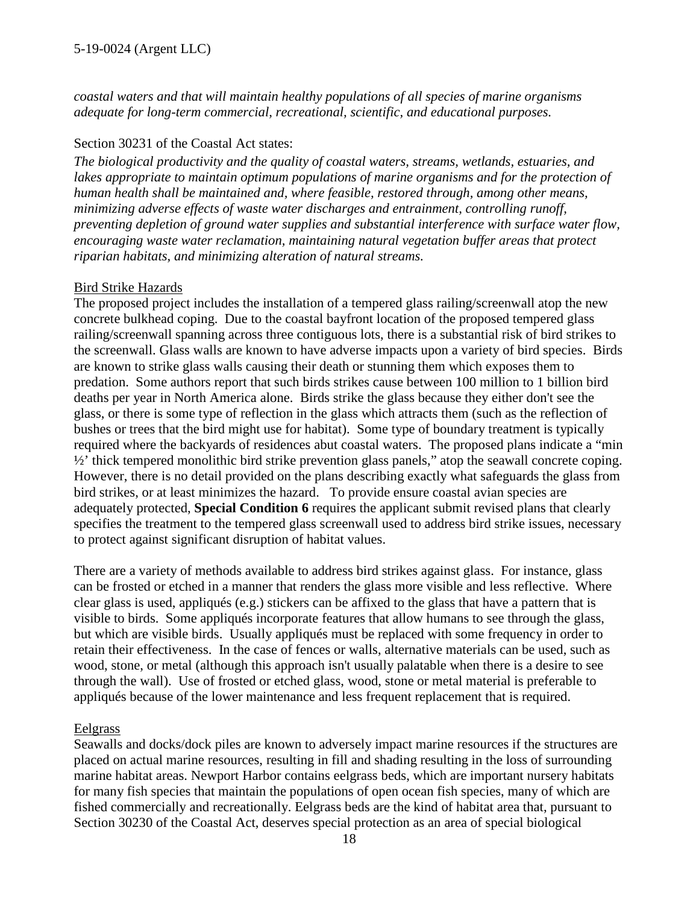*coastal waters and that will maintain healthy populations of all species of marine organisms adequate for long-term commercial, recreational, scientific, and educational purposes.*

Section 30231 of the Coastal Act states:

*The biological productivity and the quality of coastal waters, streams, wetlands, estuaries, and lakes appropriate to maintain optimum populations of marine organisms and for the protection of human health shall be maintained and, where feasible, restored through, among other means, minimizing adverse effects of waste water discharges and entrainment, controlling runoff, preventing depletion of ground water supplies and substantial interference with surface water flow, encouraging waste water reclamation, maintaining natural vegetation buffer areas that protect riparian habitats, and minimizing alteration of natural streams.*

Bird Strike Hazards

The proposed project includes the installation of a tempered glass railing/screenwall atop the new concrete bulkhead coping. Due to the coastal bayfront location of the proposed tempered glass railing/screenwall spanning across three contiguous lots, there is a substantial risk of bird strikes to the screenwall. Glass walls are known to have adverse impacts upon a variety of bird species. Birds are known to strike glass walls causing their death or stunning them which exposes them to predation. Some authors report that such birds strikes cause between 100 million to 1 billion bird deaths per year in North America alone. Birds strike the glass because they either don't see the glass, or there is some type of reflection in the glass which attracts them (such as the reflection of bushes or trees that the bird might use for habitat). Some type of boundary treatment is typically required where the backyards of residences abut coastal waters. The proposed plans indicate a "min ½' thick tempered monolithic bird strike prevention glass panels," atop the seawall concrete coping. However, there is no detail provided on the plans describing exactly what safeguards the glass from bird strikes, or at least minimizes the hazard. To provide ensure coastal avian species are adequately protected, **Special Condition 6** requires the applicant submit revised plans that clearly specifies the treatment to the tempered glass screenwall used to address bird strike issues, necessary to protect against significant disruption of habitat values.

There are a variety of methods available to address bird strikes against glass. For instance, glass can be frosted or etched in a manner that renders the glass more visible and less reflective. Where clear glass is used, appliqués (e.g.) stickers can be affixed to the glass that have a pattern that is visible to birds. Some appliqués incorporate features that allow humans to see through the glass, but which are visible birds. Usually appliqués must be replaced with some frequency in order to retain their effectiveness. In the case of fences or walls, alternative materials can be used, such as wood, stone, or metal (although this approach isn't usually palatable when there is a desire to see through the wall). Use of frosted or etched glass, wood, stone or metal material is preferable to appliqués because of the lower maintenance and less frequent replacement that is required.

Eelgrass

Seawalls and docks/dock piles are known to adversely impact marine resources if the structures are placed on actual marine resources, resulting in fill and shading resulting in the loss of surrounding marine habitat areas. Newport Harbor contains eelgrass beds, which are important nursery habitats for many fish species that maintain the populations of open ocean fish species, many of which are fished commercially and recreationally. Eelgrass beds are the kind of habitat area that, pursuant to Section 30230 of the Coastal Act, deserves special protection as an area of special biological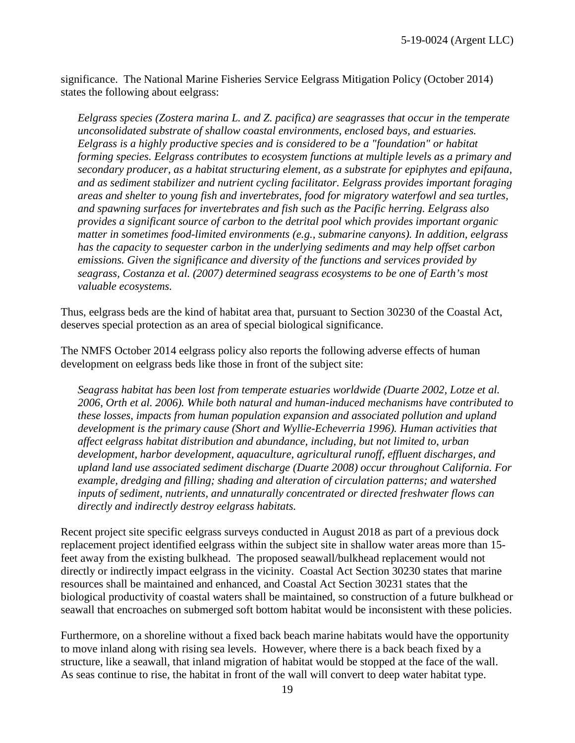significance. The National Marine Fisheries Service Eelgrass Mitigation Policy (October 2014) states the following about eelgrass:

> *Eelgrass species (Zostera marina L. and Z. pacifica) are seagrasses that occur in the temperate unconsolidated substrate of shallow coastal environments, enclosed bays, and estuaries. Eelgrass is a highly productive species and is considered to be a "foundation" or habitat forming species. Eelgrass contributes to ecosystem functions at multiple levels as a primary and secondary producer, as a habitat structuring element, as a substrate for epiphytes and epifauna, and as sediment stabilizer and nutrient cycling facilitator. Eelgrass provides important foraging areas and shelter to young fish and invertebrates, food for migratory waterfowl and sea turtles, and spawning surfaces for invertebrates and fish such as the Pacific herring. Eelgrass also provides a significant source of carbon to the detrital pool which provides important organic matter in sometimes food-limited environments (e.g., submarine canyons). In addition, eelgrass has the capacity to sequester carbon in the underlying sediments and may help offset carbon emissions. Given the significance and diversity of the functions and services provided by seagrass, Costanza et al. (2007) determined seagrass ecosystems to be one of Earth's most valuable ecosystems.*

Thus, eelgrass beds are the kind of habitat area that, pursuant to Section 30230 of the Coastal Act, deserves special protection as an area of special biological significance.

The NMFS October 2014 eelgrass policy also reports the following adverse effects of human development on eelgrass beds like those in front of the subject site:

> *Seagrass habitat has been lost from temperate estuaries worldwide (Duarte 2002, Lotze et al. 2006, Orth et al. 2006). While both natural and human-induced mechanisms have contributed to these losses, impacts from human population expansion and associated pollution and upland development is the primary cause (Short and Wyllie-Echeverria 1996). Human activities that affect eelgrass habitat distribution and abundance, including, but not limited to, urban development, harbor development, aquaculture, agricultural runoff, effluent discharges, and upland land use associated sediment discharge (Duarte 2008) occur throughout California. For example, dredging and filling; shading and alteration of circulation patterns; and watershed inputs of sediment, nutrients, and unnaturally concentrated or directed freshwater flows can directly and indirectly destroy eelgrass habitats.*

Recent project site specific eelgrass surveys conducted in August 2018 as part of a previous dock replacement project identified eelgrass within the subject site in shallow water areas more than 15-feet away from the existing bulkhead. The proposed seawall/bulkhead replacement would not directly or indirectly impact eelgrass in the vicinity. Coastal Act Section 30230 states that marine resources shall be maintained and enhanced, and Coastal Act Section 30231 states that the biological productivity of coastal waters shall be maintained, so construction of a future bulkhead or seawall that encroaches on submerged soft bottom habitat would be inconsistent with these policies.

Furthermore, on a shoreline without a fixed back beach marine habitats would have the opportunity to move inland along with rising sea levels. However, where there is a back beach fixed by a structure, like a seawall, that inland migration of habitat would be stopped at the face of the wall. As seas continue to rise, the habitat in front of the wall will convert to deep water habitat type.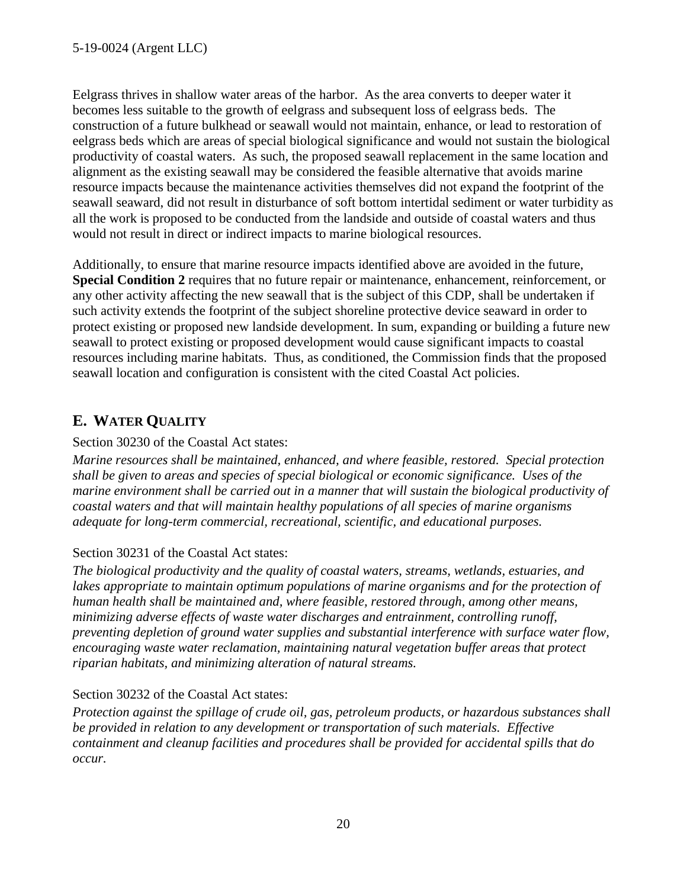Eelgrass thrives in shallow water areas of the harbor. As the area converts to deeper water it becomes less suitable to the growth of eelgrass and subsequent loss of eelgrass beds. The construction of a future bulkhead or seawall would not maintain, enhance, or lead to restoration of eelgrass beds which are areas of special biological significance and would not sustain the biological productivity of coastal waters. As such, the proposed seawall replacement in the same location and alignment as the existing seawall may be considered the feasible alternative that avoids marine resource impacts because the maintenance activities themselves did not expand the footprint of the seawall seaward, did not result in disturbance of soft bottom intertidal sediment or water turbidity as all the work is proposed to be conducted from the landside and outside of coastal waters and thus would not result in direct or indirect impacts to marine biological resources.

Additionally, to ensure that marine resource impacts identified above are avoided in the future, **Special Condition 2** requires that no future repair or maintenance, enhancement, reinforcement, or any other activity affecting the new seawall that is the subject of this CDP, shall be undertaken if such activity extends the footprint of the subject shoreline protective device seaward in order to protect existing or proposed new landside development. In sum, expanding or building a future new seawall to protect existing or proposed development would cause significant impacts to coastal resources including marine habitats. Thus, as conditioned, the Commission finds that the proposed seawall location and configuration is consistent with the cited Coastal Act policies.

## E. WATER QUALITY

Section 30230 of the Coastal Act states:

*Marine resources shall be maintained, enhanced, and where feasible, restored. Special protection shall be given to areas and species of special biological or economic significance. Uses of the marine environment shall be carried out in a manner that will sustain the biological productivity of coastal waters and that will maintain healthy populations of all species of marine organisms adequate for long-term commercial, recreational, scientific, and educational purposes.*

Section 30231 of the Coastal Act states:

*The biological productivity and the quality of coastal waters, streams, wetlands, estuaries, and lakes appropriate to maintain optimum populations of marine organisms and for the protection of human health shall be maintained and, where feasible, restored through, among other means, minimizing adverse effects of waste water discharges and entrainment, controlling runoff, preventing depletion of ground water supplies and substantial interference with surface water flow, encouraging waste water reclamation, maintaining natural vegetation buffer areas that protect riparian habitats, and minimizing alteration of natural streams.*

Section 30232 of the Coastal Act states:

*Protection against the spillage of crude oil, gas, petroleum products, or hazardous substances shall be provided in relation to any development or transportation of such materials. Effective containment and cleanup facilities and procedures shall be provided for accidental spills that do occur.*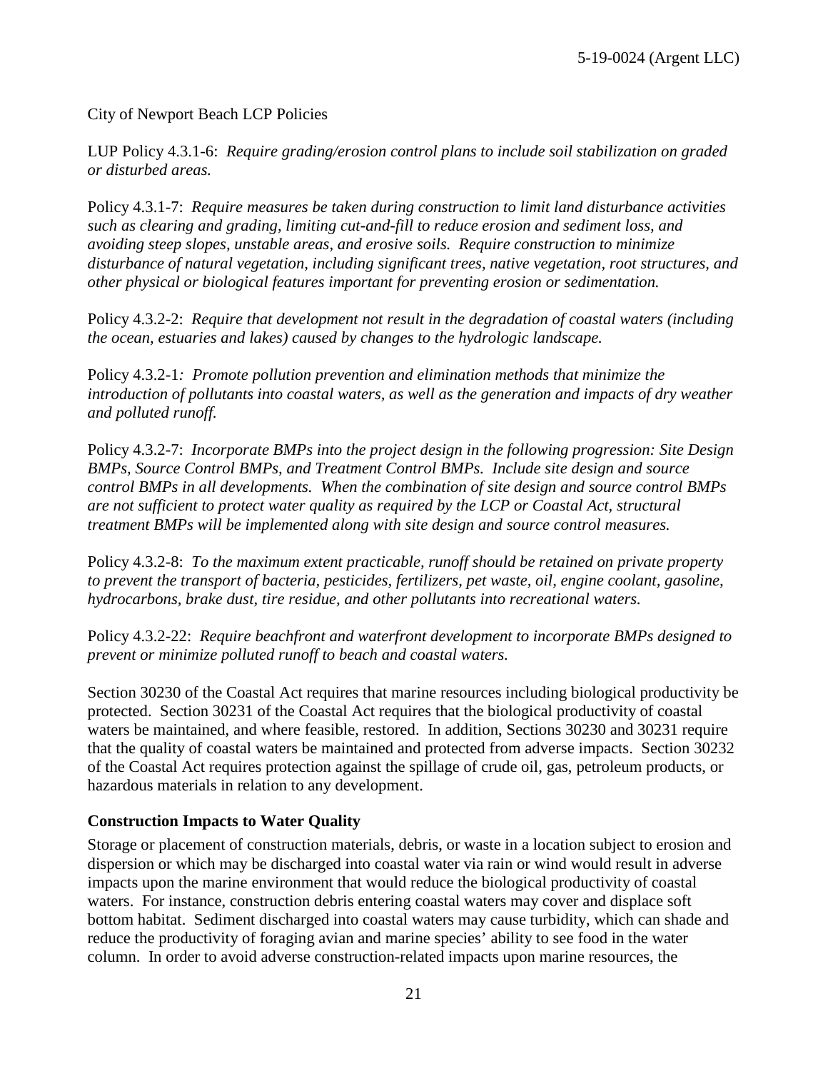City of Newport Beach LCP Policies

LUP Policy 4.3.1-6: *Require grading/erosion control plans to include soil stabilization on graded or disturbed areas.*

Policy 4.3.1-7: *Require measures be taken during construction to limit land disturbance activities such as clearing and grading, limiting cut-and-fill to reduce erosion and sediment loss, and avoiding steep slopes, unstable areas, and erosive soils. Require construction to minimize disturbance of natural vegetation, including significant trees, native vegetation, root structures, and other physical or biological features important for preventing erosion or sedimentation.*

Policy 4.3.2-2: *Require that development not result in the degradation of coastal waters (including the ocean, estuaries and lakes) caused by changes to the hydrologic landscape.*

Policy 4.3.2-1*: Promote pollution prevention and elimination methods that minimize the introduction of pollutants into coastal waters, as well as the generation and impacts of dry weather and polluted runoff.*

Policy 4.3.2-7: *Incorporate BMPs into the project design in the following progression: Site Design BMPs, Source Control BMPs, and Treatment Control BMPs. Include site design and source control BMPs in all developments. When the combination of site design and source control BMPs are not sufficient to protect water quality as required by the LCP or Coastal Act, structural treatment BMPs will be implemented along with site design and source control measures.*

Policy 4.3.2-8: *To the maximum extent practicable, runoff should be retained on private property to prevent the transport of bacteria, pesticides, fertilizers, pet waste, oil, engine coolant, gasoline, hydrocarbons, brake dust, tire residue, and other pollutants into recreational waters.*

Policy 4.3.2-22: *Require beachfront and waterfront development to incorporate BMPs designed to prevent or minimize polluted runoff to beach and coastal waters.*

Section 30230 of the Coastal Act requires that marine resources including biological productivity be protected. Section 30231 of the Coastal Act requires that the biological productivity of coastal waters be maintained, and where feasible, restored. In addition, Sections 30230 and 30231 require that the quality of coastal waters be maintained and protected from adverse impacts. Section 30232 of the Coastal Act requires protection against the spillage of crude oil, gas, petroleum products, or hazardous materials in relation to any development.

**Construction Impacts to Water Quality**

Storage or placement of construction materials, debris, or waste in a location subject to erosion and dispersion or which may be discharged into coastal water via rain or wind would result in adverse impacts upon the marine environment that would reduce the biological productivity of coastal waters. For instance, construction debris entering coastal waters may cover and displace soft bottom habitat. Sediment discharged into coastal waters may cause turbidity, which can shade and reduce the productivity of foraging avian and marine species' ability to see food in the water column. In order to avoid adverse construction-related impacts upon marine resources, the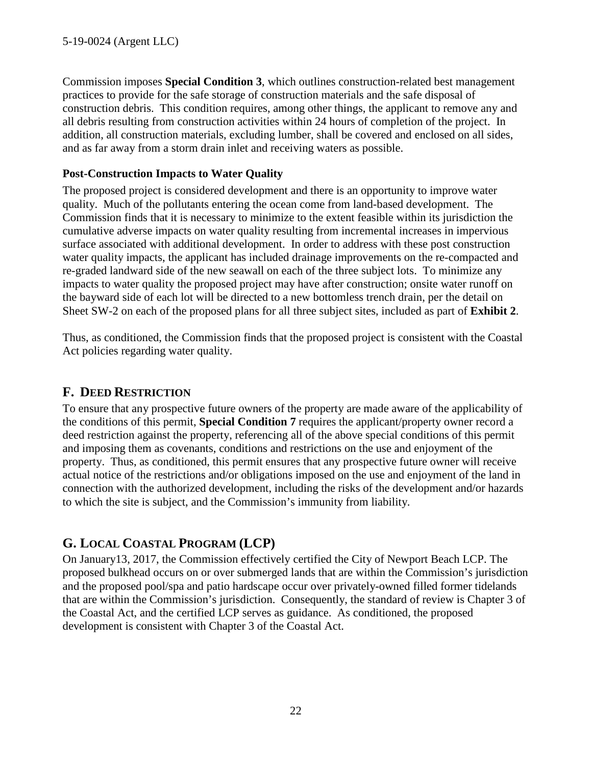Commission imposes **Special Condition 3**, which outlines construction-related best management practices to provide for the safe storage of construction materials and the safe disposal of construction debris. This condition requires, among other things, the applicant to remove any and all debris resulting from construction activities within 24 hours of completion of the project. In addition, all construction materials, excluding lumber, shall be covered and enclosed on all sides, and as far away from a storm drain inlet and receiving waters as possible.

**Post-Construction Impacts to Water Quality**

The proposed project is considered development and there is an opportunity to improve water quality. Much of the pollutants entering the ocean come from land-based development. The Commission finds that it is necessary to minimize to the extent feasible within its jurisdiction the cumulative adverse impacts on water quality resulting from incremental increases in impervious surface associated with additional development. In order to address with these post construction water quality impacts, the applicant has included drainage improvements on the re-compacted and re-graded landward side of the new seawall on each of the three subject lots. To minimize any impacts to water quality the proposed project may have after construction; onsite water runoff on the bayward side of each lot will be directed to a new bottomless trench drain, per the detail on Sheet SW-2 on each of the proposed plans for all three subject sites, included as part of **Exhibit 2**.

Thus, as conditioned, the Commission finds that the proposed project is consistent with the Coastal Act policies regarding water quality.

## F. DEED RESTRICTION

To ensure that any prospective future owners of the property are made aware of the applicability of the conditions of this permit, **Special Condition 7** requires the applicant/property owner record a deed restriction against the property, referencing all of the above special conditions of this permit and imposing them as covenants, conditions and restrictions on the use and enjoyment of the property. Thus, as conditioned, this permit ensures that any prospective future owner will receive actual notice of the restrictions and/or obligations imposed on the use and enjoyment of the land in connection with the authorized development, including the risks of the development and/or hazards to which the site is subject, and the Commission's immunity from liability.

## G. LOCAL COASTAL PROGRAM (LCP)

On January13, 2017, the Commission effectively certified the City of Newport Beach LCP. The proposed bulkhead occurs on or over submerged lands that are within the Commission's jurisdiction and the proposed pool/spa and patio hardscape occur over privately-owned filled former tidelands that are within the Commission's jurisdiction. Consequently, the standard of review is Chapter 3 of the Coastal Act, and the certified LCP serves as guidance. As conditioned, the proposed development is consistent with Chapter 3 of the Coastal Act.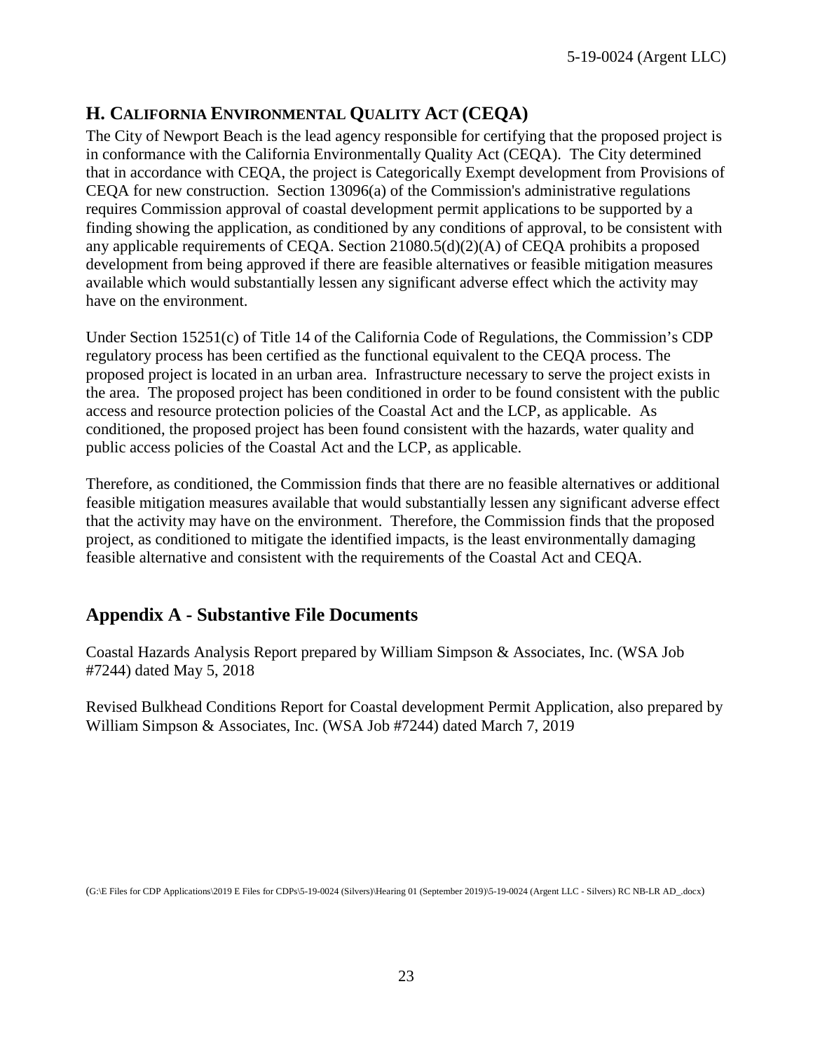## H. California Environmental Quality Act (CEQA)

The City of Newport Beach is the lead agency responsible for certifying that the proposed project is in conformance with the California Environmentally Quality Act (CEQA). The City determined that in accordance with CEQA, the project is Categorically Exempt development from Provisions of CEQA for new construction. Section 13096(a) of the Commission's administrative regulations requires Commission approval of coastal development permit applications to be supported by a finding showing the application, as conditioned by any conditions of approval, to be consistent with any applicable requirements of CEQA. Section 21080.5(d)(2)(A) of CEQA prohibits a proposed development from being approved if there are feasible alternatives or feasible mitigation measures available which would substantially lessen any significant adverse effect which the activity may have on the environment.

Under Section 15251(c) of Title 14 of the California Code of Regulations, the Commission's CDP regulatory process has been certified as the functional equivalent to the CEQA process. The proposed project is located in an urban area. Infrastructure necessary to serve the project exists in the area. The proposed project has been conditioned in order to be found consistent with the public access and resource protection policies of the Coastal Act and the LCP, as applicable. As conditioned, the proposed project has been found consistent with the hazards, water quality and public access policies of the Coastal Act and the LCP, as applicable.

Therefore, as conditioned, the Commission finds that there are no feasible alternatives or additional feasible mitigation measures available that would substantially lessen any significant adverse effect that the activity may have on the environment. Therefore, the Commission finds that the proposed project, as conditioned to mitigate the identified impacts, is the least environmentally damaging feasible alternative and consistent with the requirements of the Coastal Act and CEQA.

## Appendix A - Substantive File Documents

Coastal Hazards Analysis Report prepared by William Simpson & Associates, Inc. (WSA Job #7244) dated May 5, 2018

Revised Bulkhead Conditions Report for Coastal development Permit Application, also prepared by William Simpson & Associates, Inc. (WSA Job #7244) dated March 7, 2019

(G:\E Files for CDP Applications\2019 E Files for CDPs\5-19-0024 (Silvers)\Hearing 01 (September 2019)\5-19-0024 (Argent LLC - Silvers) RC NB-LR AD_.docx)